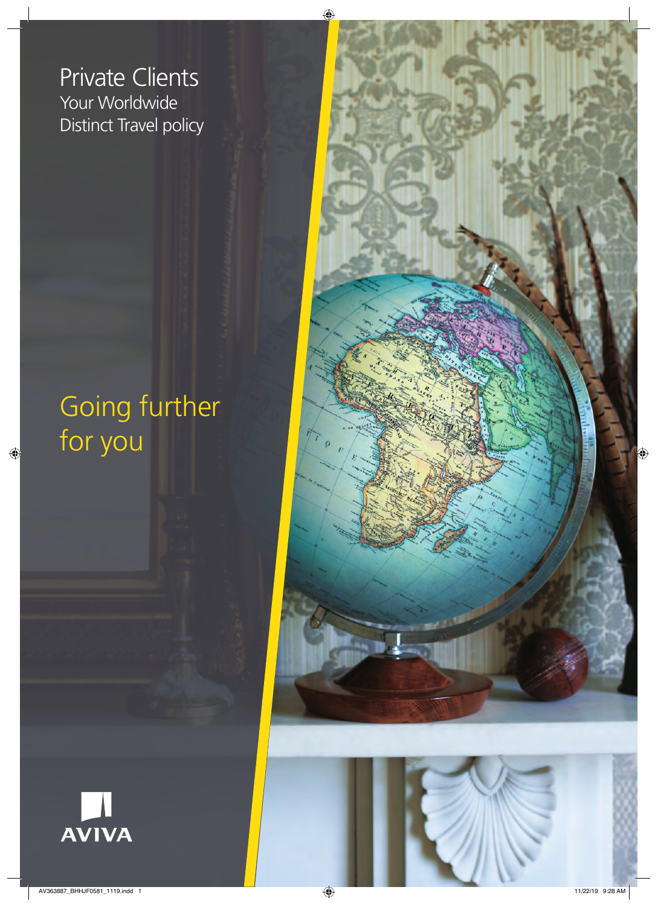# Private Clients

## Your Worldwide Distinct Travel policy

Going further for you

AVIVA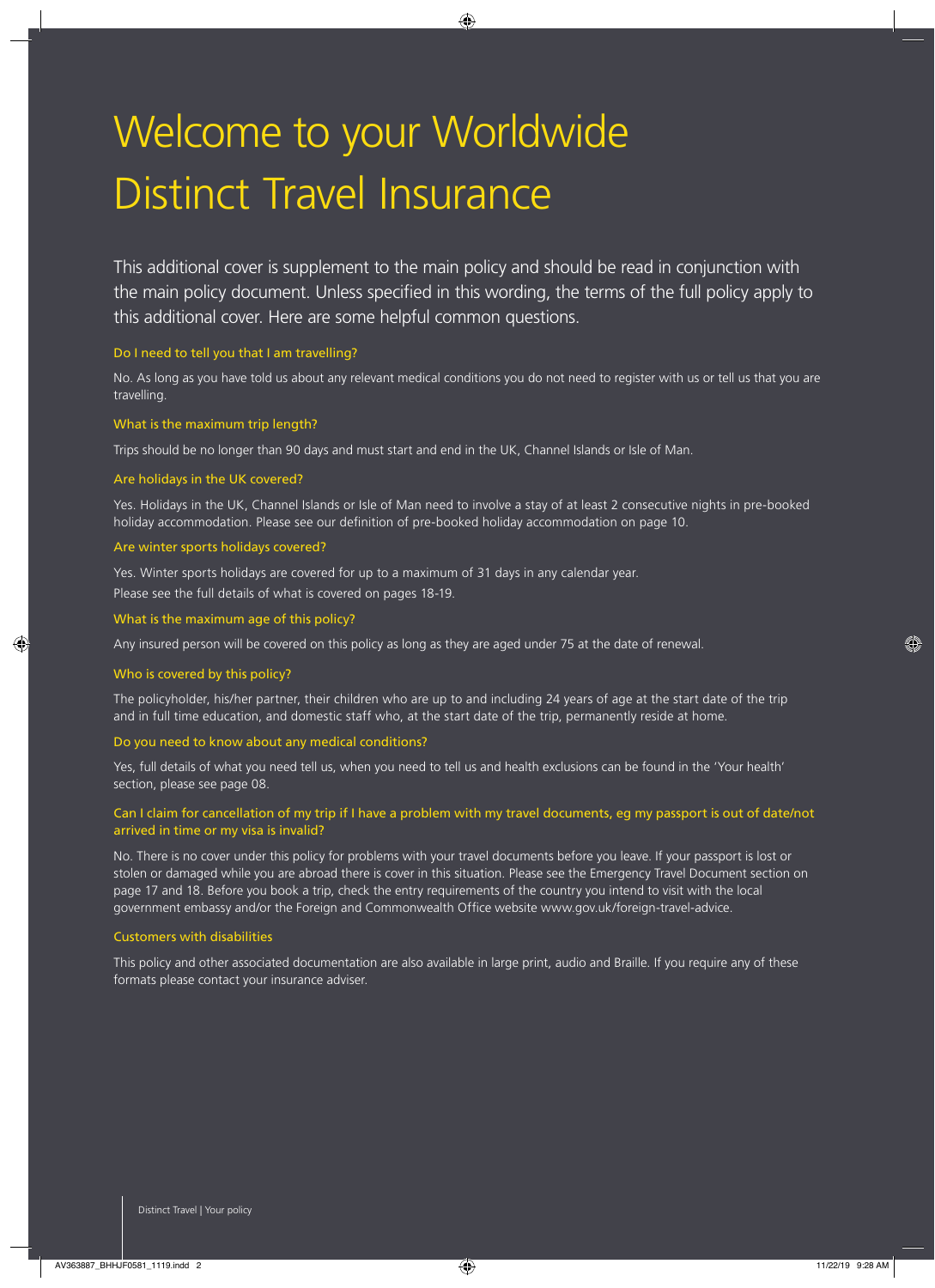# Welcome to your Worldwide Distinct Travel Insurance

This additional cover is supplement to the main policy and should be read in conjunction with the main policy document. Unless specified in this wording, the terms of the full policy apply to this additional cover. Here are some helpful common questions.

### Do I need to tell you that I am travelling?

No. As long as you have told us about any relevant medical conditions you do not need to register with us or tell us that you are travelling.

### What is the maximum trip length?

Trips should be no longer than 90 days and must start and end in the UK, Channel Islands or Isle of Man.

### Are holidays in the UK covered?

Yes. Holidays in the UK, Channel Islands or Isle of Man need to involve a stay of at least 2 consecutive nights in pre-booked holiday accommodation. Please see our definition of pre-booked holiday accommodation on page 10.

### Are winter sports holidays covered?

Yes. Winter sports holidays are covered for up to a maximum of 31 days in any calendar year.
Please see the full details of what is covered on pages 18-19.

### What is the maximum age of this policy?

Any insured person will be covered on this policy as long as they are aged under 75 at the date of renewal.

### Who is covered by this policy?

The policyholder, his/her partner, their children who are up to and including 24 years of age at the start date of the trip and in full time education, and domestic staff who, at the start date of the trip, permanently reside at home.

### Do you need to know about any medical conditions?

Yes, full details of what you need tell us, when you need to tell us and health exclusions can be found in the 'Your health' section, please see page 08.

### Can I claim for cancellation of my trip if I have a problem with my travel documents, eg my passport is out of date/not arrived in time or my visa is invalid?

No. There is no cover under this policy for problems with your travel documents before you leave. If your passport is lost or stolen or damaged while you are abroad there is cover in this situation. Please see the Emergency Travel Document section on page 17 and 18. Before you book a trip, check the entry requirements of the country you intend to visit with the local government embassy and/or the Foreign and Commonwealth Office website www.gov.uk/foreign-travel-advice.

### Customers with disabilities

This policy and other associated documentation are also available in large print, audio and Braille. If you require any of these formats please contact your insurance adviser.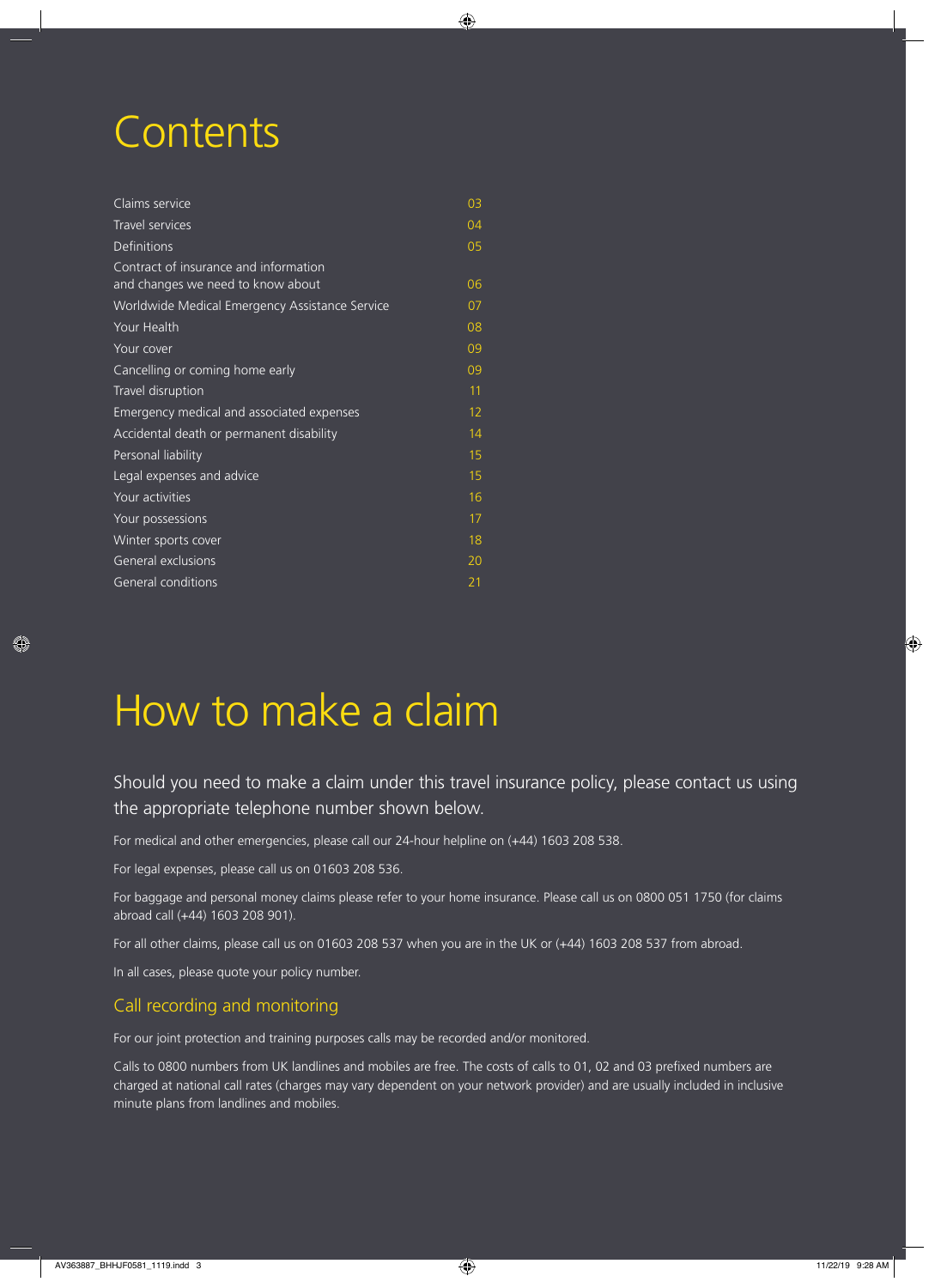# Contents

| | |
|---|---|
| Claims service | 03 |
| Travel services | 04 |
| Definitions | 05 |
| Contract of insurance and information and changes we need to know about | 06 |
| Worldwide Medical Emergency Assistance Service | 07 |
| Your Health | 08 |
| Your cover | 09 |
| Cancelling or coming home early | 09 |
| Travel disruption | 11 |
| Emergency medical and associated expenses | 12 |
| Accidental death or permanent disability | 14 |
| Personal liability | 15 |
| Legal expenses and advice | 15 |
| Your activities | 16 |
| Your possessions | 17 |
| Winter sports cover | 18 |
| General exclusions | 20 |
| General conditions | 21 |

# How to make a claim

Should you need to make a claim under this travel insurance policy, please contact us using the appropriate telephone number shown below.

For medical and other emergencies, please call our 24-hour helpline on (+44) 1603 208 538.

For legal expenses, please call us on 01603 208 536.

For baggage and personal money claims please refer to your home insurance. Please call us on 0800 051 1750 (for claims abroad call (+44) 1603 208 901).

For all other claims, please call us on 01603 208 537 when you are in the UK or (+44) 1603 208 537 from abroad.

In all cases, please quote your policy number.

## Call recording and monitoring

For our joint protection and training purposes calls may be recorded and/or monitored.

Calls to 0800 numbers from UK landlines and mobiles are free. The costs of calls to 01, 02 and 03 prefixed numbers are charged at national call rates (charges may vary dependent on your network provider) and are usually included in inclusive minute plans from landlines and mobiles.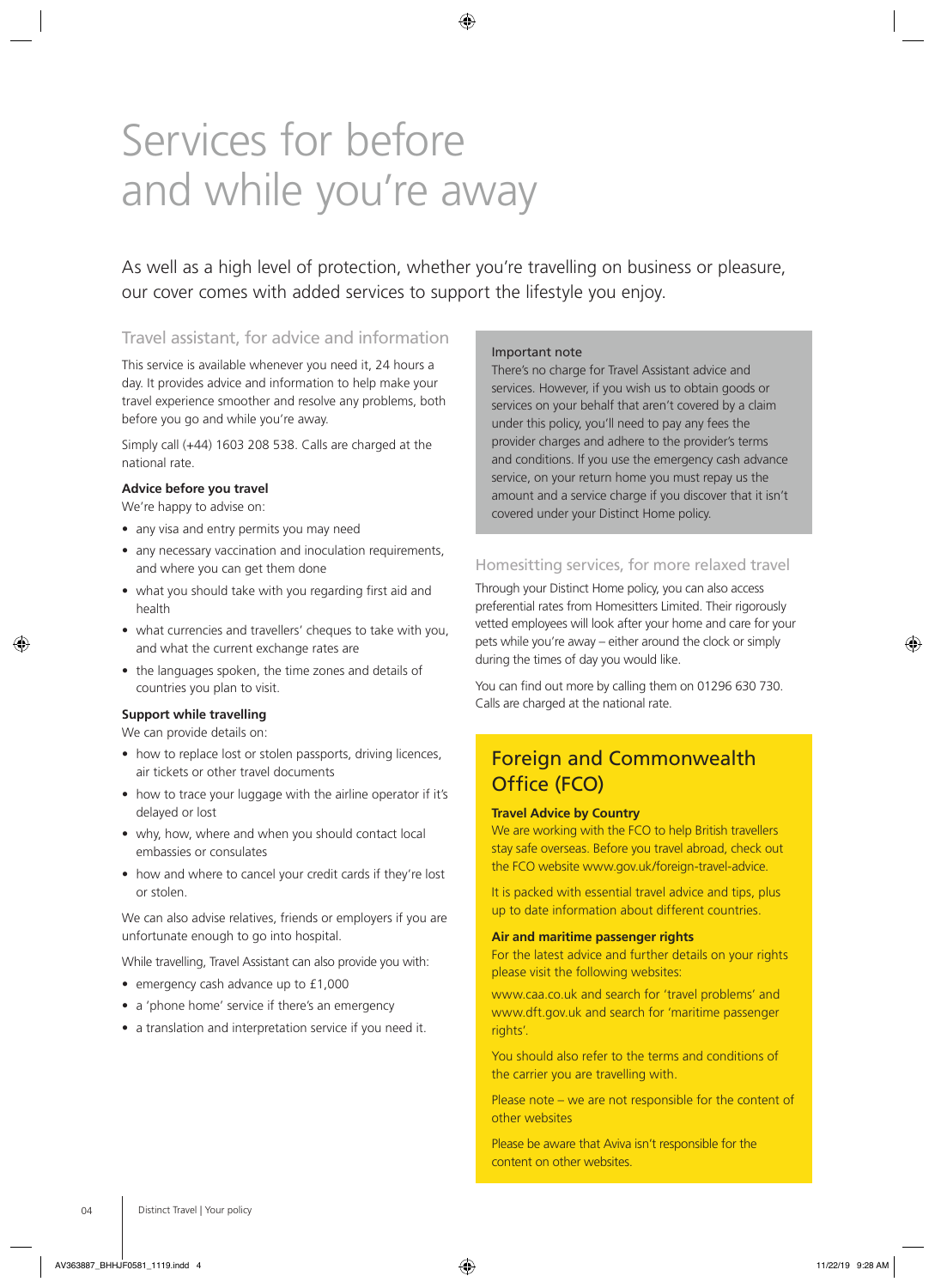# Services for before and while you're away

As well as a high level of protection, whether you're travelling on business or pleasure, our cover comes with added services to support the lifestyle you enjoy.

## Travel assistant, for advice and information

This service is available whenever you need it, 24 hours a day. It provides advice and information to help make your travel experience smoother and resolve any problems, both before you go and while you're away.

Simply call (+44) 1603 208 538. Calls are charged at the national rate.

**Advice before you travel**

We're happy to advise on:

- any visa and entry permits you may need
- any necessary vaccination and inoculation requirements, and where you can get them done
- what you should take with you regarding first aid and health
- what currencies and travellers' cheques to take with you, and what the current exchange rates are
- the languages spoken, the time zones and details of countries you plan to visit.

**Support while travelling**

We can provide details on:

- how to replace lost or stolen passports, driving licences, air tickets or other travel documents
- how to trace your luggage with the airline operator if it's delayed or lost
- why, how, where and when you should contact local embassies or consulates
- how and where to cancel your credit cards if they're lost or stolen.

We can also advise relatives, friends or employers if you are unfortunate enough to go into hospital.

While travelling, Travel Assistant can also provide you with:

- emergency cash advance up to £1,000
- a 'phone home' service if there's an emergency
- a translation and interpretation service if you need it.

**Important note**

There's no charge for Travel Assistant advice and services. However, if you wish us to obtain goods or services on your behalf that aren't covered by a claim under this policy, you'll need to pay any fees the provider charges and adhere to the provider's terms and conditions. If you use the emergency cash advance service, on your return home you must repay us the amount and a service charge if you discover that it isn't covered under your Distinct Home policy.

## Homesitting services, for more relaxed travel

Through your Distinct Home policy, you can also access preferential rates from Homesitters Limited. Their rigorously vetted employees will look after your home and care for your pets while you're away – either around the clock or simply during the times of day you would like.

You can find out more by calling them on 01296 630 730. Calls are charged at the national rate.

## Foreign and Commonwealth Office (FCO)

**Travel Advice by Country**

We are working with the FCO to help British travellers stay safe overseas. Before you travel abroad, check out the FCO website www.gov.uk/foreign-travel-advice.

It is packed with essential travel advice and tips, plus up to date information about different countries.

**Air and maritime passenger rights**

For the latest advice and further details on your rights please visit the following websites:

www.caa.co.uk and search for 'travel problems' and www.dft.gov.uk and search for 'maritime passenger rights'.

You should also refer to the terms and conditions of the carrier you are travelling with.

Please note – we are not responsible for the content of other websites

Please be aware that Aviva isn't responsible for the content on other websites.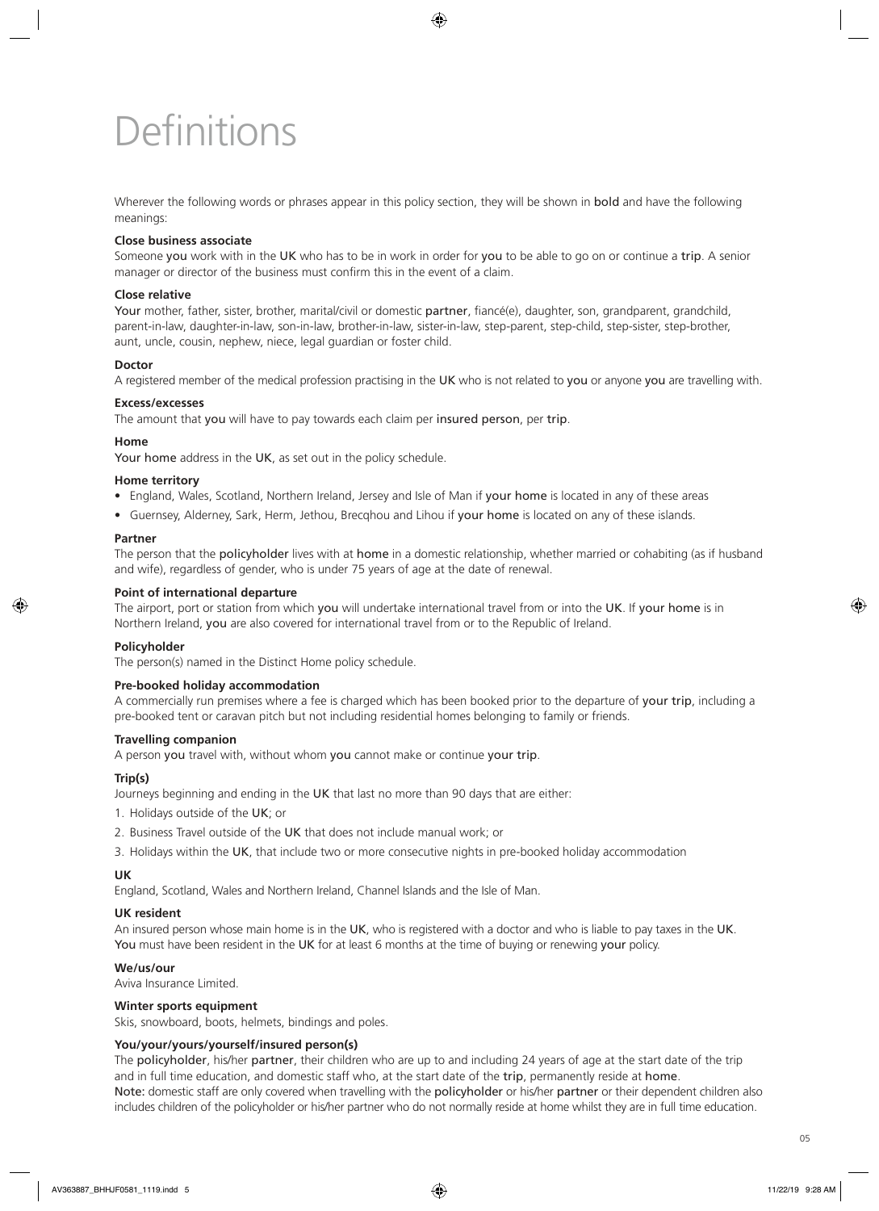# Definitions

Wherever the following words or phrases appear in this policy section, they will be shown in **bold** and have the following meanings:

**Close business associate**
Someone you work with in the UK who has to be in work in order for you to be able to go on or continue a trip. A senior manager or director of the business must confirm this in the event of a claim.

**Close relative**
Your mother, father, sister, brother, marital/civil or domestic partner, fiancé(e), daughter, son, grandparent, grandchild, parent-in-law, daughter-in-law, son-in-law, brother-in-law, sister-in-law, step-parent, step-child, step-sister, step-brother, aunt, uncle, cousin, nephew, niece, legal guardian or foster child.

**Doctor**
A registered member of the medical profession practising in the UK who is not related to you or anyone you are travelling with.

**Excess/excesses**
The amount that you will have to pay towards each claim per insured person, per trip.

**Home**
Your home address in the UK, as set out in the policy schedule.

**Home territory**

- England, Wales, Scotland, Northern Ireland, Jersey and Isle of Man if your home is located in any of these areas
- Guernsey, Alderney, Sark, Herm, Jethou, Brecqhou and Lihou if your home is located on any of these islands.

**Partner**
The person that the policyholder lives with at home in a domestic relationship, whether married or cohabiting (as if husband and wife), regardless of gender, who is under 75 years of age at the date of renewal.

**Point of international departure**
The airport, port or station from which you will undertake international travel from or into the UK. If your home is in Northern Ireland, you are also covered for international travel from or to the Republic of Ireland.

**Policyholder**
The person(s) named in the Distinct Home policy schedule.

**Pre-booked holiday accommodation**
A commercially run premises where a fee is charged which has been booked prior to the departure of your trip, including a pre-booked tent or caravan pitch but not including residential homes belonging to family or friends.

**Travelling companion**
A person you travel with, without whom you cannot make or continue your trip.

**Trip(s)**
Journeys beginning and ending in the UK that last no more than 90 days that are either:

1. Holidays outside of the UK; or
2. Business Travel outside of the UK that does not include manual work; or
3. Holidays within the UK, that include two or more consecutive nights in pre-booked holiday accommodation

**UK**
England, Scotland, Wales and Northern Ireland, Channel Islands and the Isle of Man.

**UK resident**
An insured person whose main home is in the UK, who is registered with a doctor and who is liable to pay taxes in the UK. You must have been resident in the UK for at least 6 months at the time of buying or renewing your policy.

**We/us/our**
Aviva Insurance Limited.

**Winter sports equipment**
Skis, snowboard, boots, helmets, bindings and poles.

**You/your/yours/yourself/insured person(s)**
The policyholder, his/her partner, their children who are up to and including 24 years of age at the start date of the trip and in full time education, and domestic staff who, at the start date of the trip, permanently reside at home.
Note: domestic staff are only covered when travelling with the policyholder or his/her partner or their dependent children also includes children of the policyholder or his/her partner who do not normally reside at home whilst they are in full time education.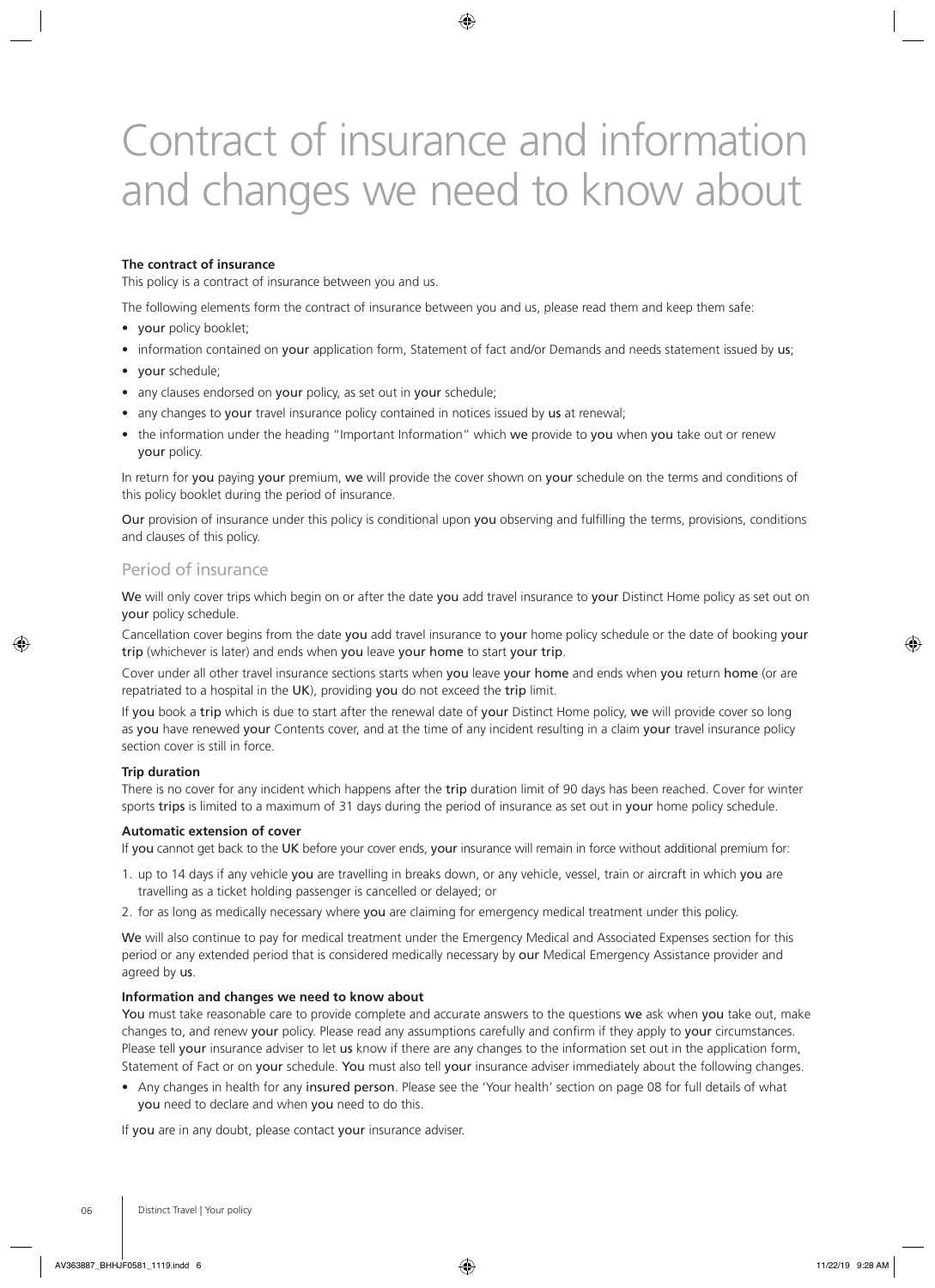# Contract of insurance and information and changes we need to know about

**The contract of insurance**

This policy is a contract of insurance between you and us.

The following elements form the contract of insurance between you and us, please read them and keep them safe:

- your policy booklet;
- information contained on your application form, Statement of fact and/or Demands and needs statement issued by us;
- your schedule;
- any clauses endorsed on your policy, as set out in your schedule;
- any changes to your travel insurance policy contained in notices issued by us at renewal;
- the information under the heading "Important Information" which we provide to you when you take out or renew your policy.

In return for you paying your premium, we will provide the cover shown on your schedule on the terms and conditions of this policy booklet during the period of insurance.

Our provision of insurance under this policy is conditional upon you observing and fulfilling the terms, provisions, conditions and clauses of this policy.

## Period of insurance

We will only cover trips which begin on or after the date you add travel insurance to your Distinct Home policy as set out on your policy schedule.

Cancellation cover begins from the date you add travel insurance to your home policy schedule or the date of booking your trip (whichever is later) and ends when you leave your home to start your trip.

Cover under all other travel insurance sections starts when you leave your home and ends when you return home (or are repatriated to a hospital in the UK), providing you do not exceed the trip limit.

If you book a trip which is due to start after the renewal date of your Distinct Home policy, we will provide cover so long as you have renewed your Contents cover, and at the time of any incident resulting in a claim your travel insurance policy section cover is still in force.

**Trip duration**

There is no cover for any incident which happens after the trip duration limit of 90 days has been reached. Cover for winter sports trips is limited to a maximum of 31 days during the period of insurance as set out in your home policy schedule.

**Automatic extension of cover**

If you cannot get back to the UK before your cover ends, your insurance will remain in force without additional premium for:

1. up to 14 days if any vehicle you are travelling in breaks down, or any vehicle, vessel, train or aircraft in which you are travelling as a ticket holding passenger is cancelled or delayed; or
2. for as long as medically necessary where you are claiming for emergency medical treatment under this policy.

We will also continue to pay for medical treatment under the Emergency Medical and Associated Expenses section for this period or any extended period that is considered medically necessary by our Medical Emergency Assistance provider and agreed by us.

**Information and changes we need to know about**

You must take reasonable care to provide complete and accurate answers to the questions we ask when you take out, make changes to, and renew your policy. Please read any assumptions carefully and confirm if they apply to your circumstances. Please tell your insurance adviser to let us know if there are any changes to the information set out in the application form, Statement of Fact or on your schedule. You must also tell your insurance adviser immediately about the following changes.

- Any changes in health for any insured person. Please see the 'Your health' section on page 08 for full details of what you need to declare and when you need to do this.

If you are in any doubt, please contact your insurance adviser.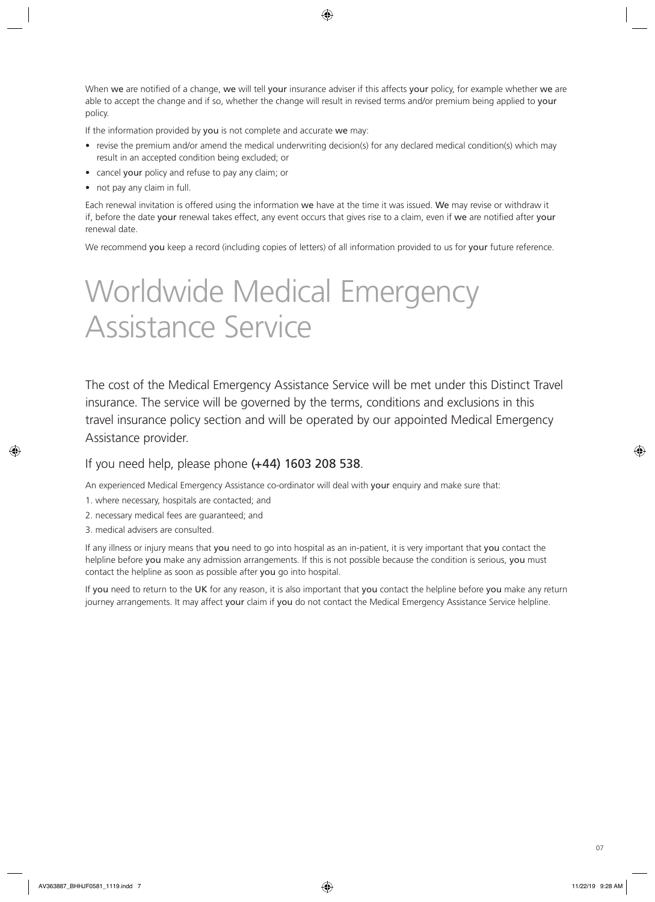When **we** are notified of a change, **we** will tell **your** insurance adviser if this affects **your** policy, for example whether **we** are able to accept the change and if so, whether the change will result in revised terms and/or premium being applied to **your** policy.

If the information provided by **you** is not complete and accurate **we** may:

- revise the premium and/or amend the medical underwriting decision(s) for any declared medical condition(s) which may result in an accepted condition being excluded; or
- cancel **your** policy and refuse to pay any claim; or
- not pay any claim in full.

Each renewal invitation is offered using the information **we** have at the time it was issued. **We** may revise or withdraw it if, before the date **your** renewal takes effect, any event occurs that gives rise to a claim, even if **we** are notified after **your** renewal date.

We recommend **you** keep a record (including copies of letters) of all information provided to us for **your** future reference.

# Worldwide Medical Emergency Assistance Service

The cost of the Medical Emergency Assistance Service will be met under this Distinct Travel insurance. The service will be governed by the terms, conditions and exclusions in this travel insurance policy section and will be operated by our appointed Medical Emergency Assistance provider.

## If you need help, please phone **(+44) 1603 208 538**.

An experienced Medical Emergency Assistance co-ordinator will deal with **your** enquiry and make sure that:

1. where necessary, hospitals are contacted; and
2. necessary medical fees are guaranteed; and
3. medical advisers are consulted.

If any illness or injury means that **you** need to go into hospital as an in-patient, it is very important that **you** contact the helpline before **you** make any admission arrangements. If this is not possible because the condition is serious, **you** must contact the helpline as soon as possible after **you** go into hospital.

If **you** need to return to the **UK** for any reason, it is also important that **you** contact the helpline before **you** make any return journey arrangements. It may affect **your** claim if **you** do not contact the Medical Emergency Assistance Service helpline.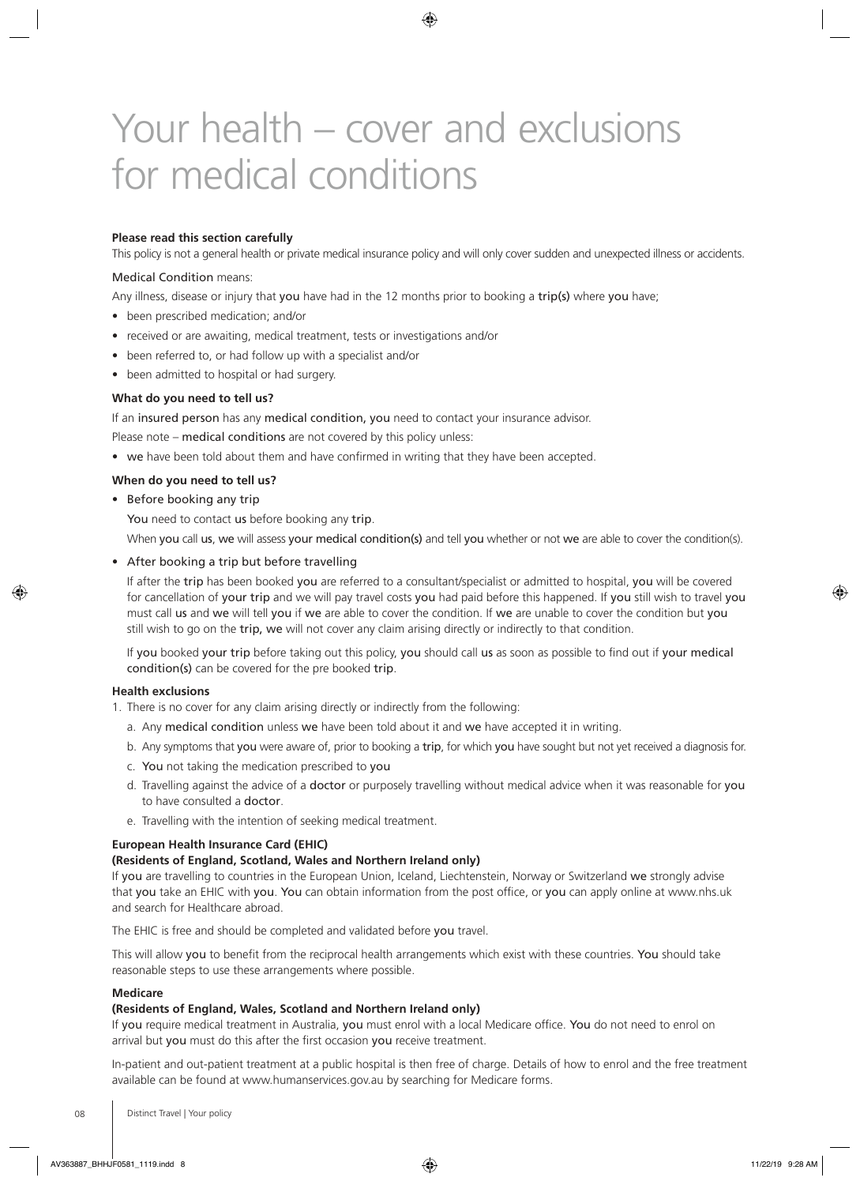# Your health – cover and exclusions for medical conditions

**Please read this section carefully**

This policy is not a general health or private medical insurance policy and will only cover sudden and unexpected illness or accidents.

Medical Condition means:

Any illness, disease or injury that **you** have had in the 12 months prior to booking a **trip(s)** where **you** have;

- been prescribed medication; and/or
- received or are awaiting, medical treatment, tests or investigations and/or
- been referred to, or had follow up with a specialist and/or
- been admitted to hospital or had surgery.

**What do you need to tell us?**

If an **insured person** has any **medical condition, you** need to contact your insurance advisor.

Please note – **medical conditions** are not covered by this policy unless:

- **we** have been told about them and have confirmed in writing that they have been accepted.

**When do you need to tell us?**

- Before booking any trip

  **You** need to contact **us** before booking any **trip**.

  When **you** call **us**, **we** will assess **your medical condition(s)** and tell **you** whether or not **we** are able to cover the condition(s).

- After booking a trip but before travelling

  If after the **trip** has been booked **you** are referred to a consultant/specialist or admitted to hospital, **you** will be covered for cancellation of **your trip** and we will pay travel costs **you** had paid before this happened. If **you** still wish to travel **you** must call **us** and **we** will tell **you** if **we** are able to cover the condition. If **we** are unable to cover the condition but **you** still wish to go on the **trip, we** will not cover any claim arising directly or indirectly to that condition.

  If **you** booked **your trip** before taking out this policy, **you** should call **us** as soon as possible to find out if **your medical condition(s)** can be covered for the pre booked **trip**.

**Health exclusions**

1. There is no cover for any claim arising directly or indirectly from the following:
   a. Any **medical condition** unless **we** have been told about it and **we** have accepted it in writing.
   b. Any symptoms that **you** were aware of, prior to booking a **trip**, for which **you** have sought but not yet received a diagnosis for.
   c. **You** not taking the medication prescribed to **you**
   d. Travelling against the advice of a **doctor** or purposely travelling without medical advice when it was reasonable for **you** to have consulted a **doctor**.
   e. Travelling with the intention of seeking medical treatment.

**European Health Insurance Card (EHIC)**
**(Residents of England, Scotland, Wales and Northern Ireland only)**

If **you** are travelling to countries in the European Union, Iceland, Liechtenstein, Norway or Switzerland **we** strongly advise that **you** take an EHIC with **you**. **You** can obtain information from the post office, or **you** can apply online at www.nhs.uk and search for Healthcare abroad.

The EHIC is free and should be completed and validated before **you** travel.

This will allow **you** to benefit from the reciprocal health arrangements which exist with these countries. **You** should take reasonable steps to use these arrangements where possible.

**Medicare**
**(Residents of England, Wales, Scotland and Northern Ireland only)**

If **you** require medical treatment in Australia, **you** must enrol with a local Medicare office. **You** do not need to enrol on arrival but **you** must do this after the first occasion **you** receive treatment.

In-patient and out-patient treatment at a public hospital is then free of charge. Details of how to enrol and the free treatment available can be found at www.humanservices.gov.au by searching for Medicare forms.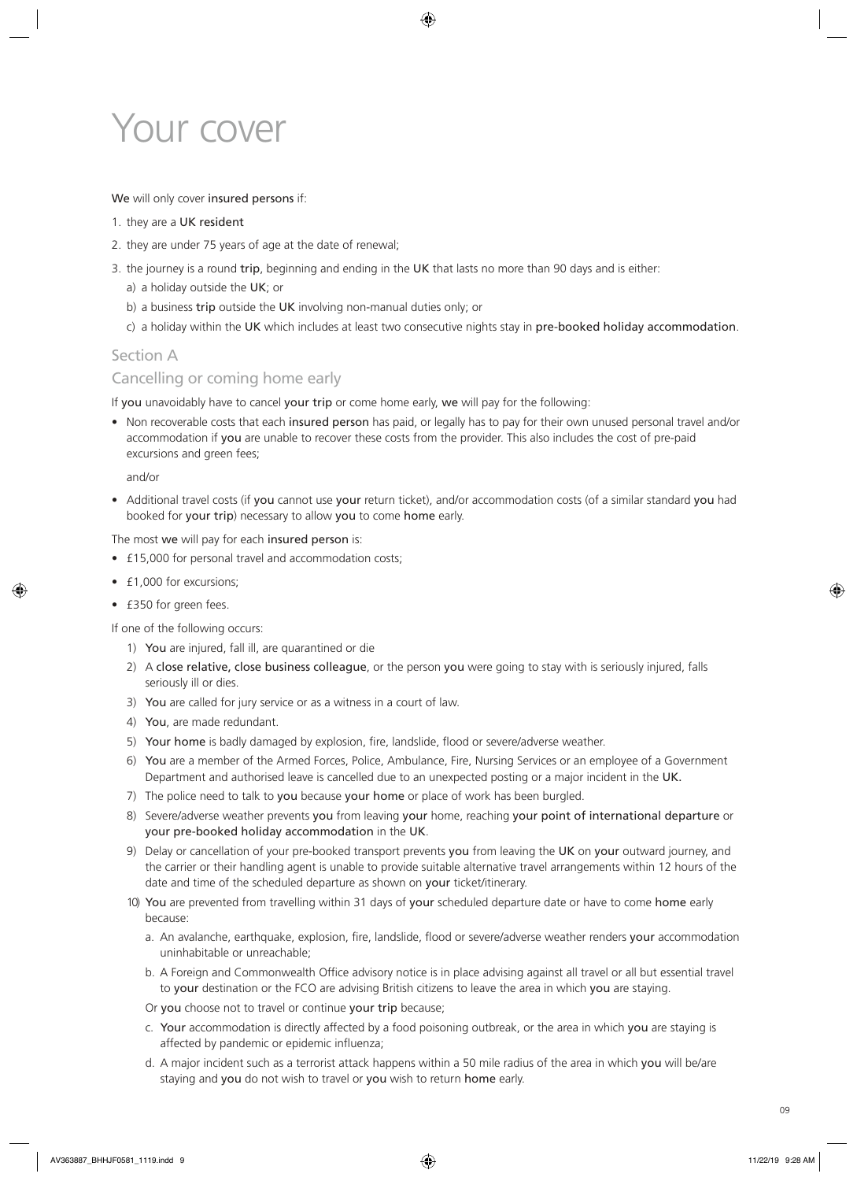# Your cover

**We** will only cover **insured persons** if:

1. they are a **UK resident**
2. they are under 75 years of age at the date of renewal;
3. the journey is a round **trip**, beginning and ending in the **UK** that lasts no more than 90 days and is either:
   a) a holiday outside the **UK**; or
   b) a business **trip** outside the **UK** involving non-manual duties only; or
   c) a holiday within the **UK** which includes at least two consecutive nights stay in **pre-booked holiday accommodation**.

## Section A

### Cancelling or coming home early

If **you** unavoidably have to cancel **your trip** or come home early, **we** will pay for the following:

- Non recoverable costs that each **insured person** has paid, or legally has to pay for their own unused personal travel and/or accommodation if **you** are unable to recover these costs from the provider. This also includes the cost of pre-paid excursions and green fees;

  and/or

- Additional travel costs (if **you** cannot use **your** return ticket), and/or accommodation costs (of a similar standard **you** had booked for **your trip**) necessary to allow **you** to come **home** early.

The most **we** will pay for each **insured person** is:

- £15,000 for personal travel and accommodation costs;
- £1,000 for excursions;
- £350 for green fees.

If one of the following occurs:

1) **You** are injured, fall ill, are quarantined or die
2) A **close relative, close business colleague**, or the person **you** were going to stay with is seriously injured, falls seriously ill or dies.
3) **You** are called for jury service or as a witness in a court of law.
4) **You**, are made redundant.
5) **Your home** is badly damaged by explosion, fire, landslide, flood or severe/adverse weather.
6) **You** are a member of the Armed Forces, Police, Ambulance, Fire, Nursing Services or an employee of a Government Department and authorised leave is cancelled due to an unexpected posting or a major incident in the **UK.**
7) The police need to talk to **you** because **your home** or place of work has been burgled.
8) Severe/adverse weather prevents **you** from leaving **your** home, reaching **your point of international departure** or **your pre-booked holiday accommodation** in the **UK**.
9) Delay or cancellation of your pre-booked transport prevents **you** from leaving the **UK** on **your** outward journey, and the carrier or their handling agent is unable to provide suitable alternative travel arrangements within 12 hours of the date and time of the scheduled departure as shown on **your** ticket/itinerary.
10) **You** are prevented from travelling within 31 days of **your** scheduled departure date or have to come **home** early because:
    a. An avalanche, earthquake, explosion, fire, landslide, flood or severe/adverse weather renders **your** accommodation uninhabitable or unreachable;
    b. A Foreign and Commonwealth Office advisory notice is in place advising against all travel or all but essential travel to **your** destination or the FCO are advising British citizens to leave the area in which **you** are staying.

    Or **you** choose not to travel or continue **your trip** because;

    c. **Your** accommodation is directly affected by a food poisoning outbreak, or the area in which **you** are staying is affected by pandemic or epidemic influenza;
    d. A major incident such as a terrorist attack happens within a 50 mile radius of the area in which **you** will be/are staying and **you** do not wish to travel or **you** wish to return **home** early.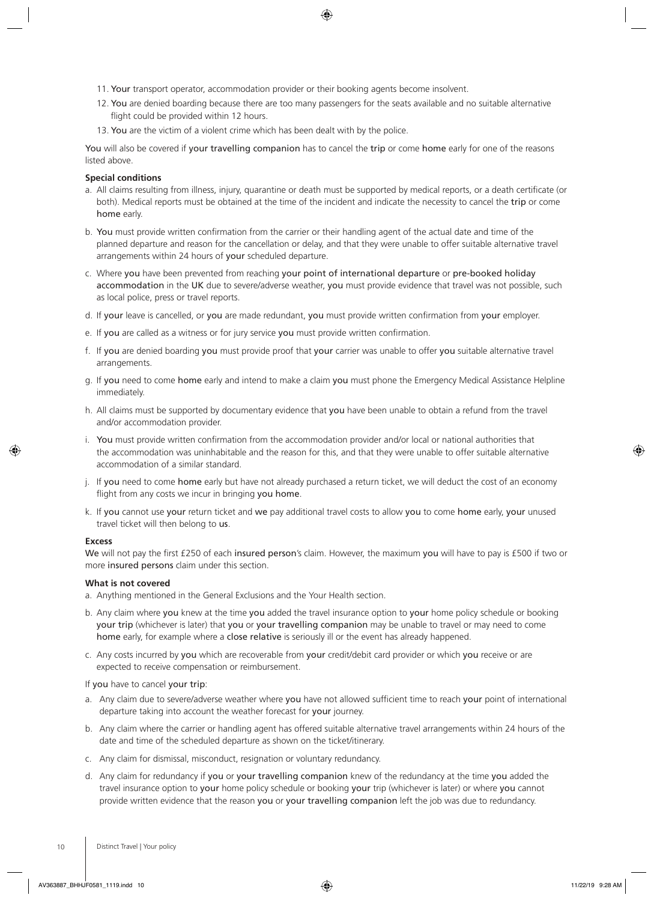11. Your transport operator, accommodation provider or their booking agents become insolvent.
12. You are denied boarding because there are too many passengers for the seats available and no suitable alternative flight could be provided within 12 hours.
13. You are the victim of a violent crime which has been dealt with by the police.

You will also be covered if your travelling companion has to cancel the trip or come home early for one of the reasons listed above.

**Special conditions**

a. All claims resulting from illness, injury, quarantine or death must be supported by medical reports, or a death certificate (or both). Medical reports must be obtained at the time of the incident and indicate the necessity to cancel the trip or come home early.

b. You must provide written confirmation from the carrier or their handling agent of the actual date and time of the planned departure and reason for the cancellation or delay, and that they were unable to offer suitable alternative travel arrangements within 24 hours of your scheduled departure.

c. Where you have been prevented from reaching your point of international departure or pre-booked holiday accommodation in the UK due to severe/adverse weather, you must provide evidence that travel was not possible, such as local police, press or travel reports.

d. If your leave is cancelled, or you are made redundant, you must provide written confirmation from your employer.

e. If you are called as a witness or for jury service you must provide written confirmation.

f. If you are denied boarding you must provide proof that your carrier was unable to offer you suitable alternative travel arrangements.

g. If you need to come home early and intend to make a claim you must phone the Emergency Medical Assistance Helpline immediately.

h. All claims must be supported by documentary evidence that you have been unable to obtain a refund from the travel and/or accommodation provider.

i. You must provide written confirmation from the accommodation provider and/or local or national authorities that the accommodation was uninhabitable and the reason for this, and that they were unable to offer suitable alternative accommodation of a similar standard.

j. If you need to come home early but have not already purchased a return ticket, we will deduct the cost of an economy flight from any costs we incur in bringing you home.

k. If you cannot use your return ticket and we pay additional travel costs to allow you to come home early, your unused travel ticket will then belong to us.

**Excess**

We will not pay the first £250 of each insured person's claim. However, the maximum you will have to pay is £500 if two or more insured persons claim under this section.

**What is not covered**

a. Anything mentioned in the General Exclusions and the Your Health section.

b. Any claim where you knew at the time you added the travel insurance option to your home policy schedule or booking your trip (whichever is later) that you or your travelling companion may be unable to travel or may need to come home early, for example where a close relative is seriously ill or the event has already happened.

c. Any costs incurred by you which are recoverable from your credit/debit card provider or which you receive or are expected to receive compensation or reimbursement.

If you have to cancel your trip:

a. Any claim due to severe/adverse weather where you have not allowed sufficient time to reach your point of international departure taking into account the weather forecast for your journey.

b. Any claim where the carrier or handling agent has offered suitable alternative travel arrangements within 24 hours of the date and time of the scheduled departure as shown on the ticket/itinerary.

c. Any claim for dismissal, misconduct, resignation or voluntary redundancy.

d. Any claim for redundancy if you or your travelling companion knew of the redundancy at the time you added the travel insurance option to your home policy schedule or booking your trip (whichever is later) or where you cannot provide written evidence that the reason you or your travelling companion left the job was due to redundancy.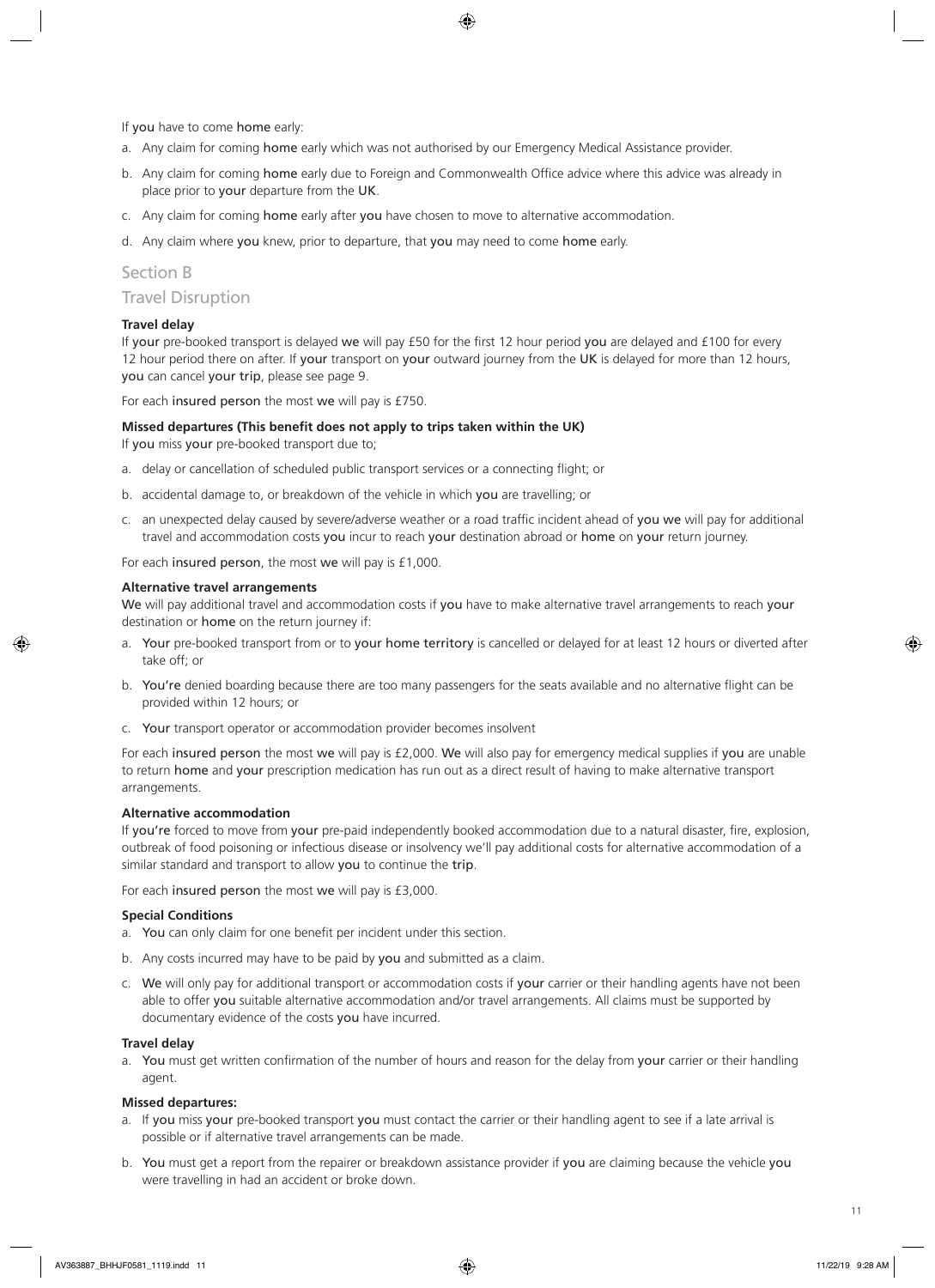If you have to come home early:

a. Any claim for coming home early which was not authorised by our Emergency Medical Assistance provider.

b. Any claim for coming home early due to Foreign and Commonwealth Office advice where this advice was already in place prior to your departure from the UK.

c. Any claim for coming home early after you have chosen to move to alternative accommodation.

d. Any claim where you knew, prior to departure, that you may need to come home early.

## Section B

## Travel Disruption

**Travel delay**

If your pre-booked transport is delayed we will pay £50 for the first 12 hour period you are delayed and £100 for every 12 hour period there on after. If your transport on your outward journey from the UK is delayed for more than 12 hours, you can cancel your trip, please see page 9.

For each insured person the most we will pay is £750.

**Missed departures (This benefit does not apply to trips taken within the UK)**

If you miss your pre-booked transport due to;

a. delay or cancellation of scheduled public transport services or a connecting flight; or

b. accidental damage to, or breakdown of the vehicle in which you are travelling; or

c. an unexpected delay caused by severe/adverse weather or a road traffic incident ahead of you we will pay for additional travel and accommodation costs you incur to reach your destination abroad or home on your return journey.

For each insured person, the most we will pay is £1,000.

**Alternative travel arrangements**

We will pay additional travel and accommodation costs if you have to make alternative travel arrangements to reach your destination or home on the return journey if:

a. Your pre-booked transport from or to your home territory is cancelled or delayed for at least 12 hours or diverted after take off; or

b. You're denied boarding because there are too many passengers for the seats available and no alternative flight can be provided within 12 hours; or

c. Your transport operator or accommodation provider becomes insolvent

For each insured person the most we will pay is £2,000. We will also pay for emergency medical supplies if you are unable to return home and your prescription medication has run out as a direct result of having to make alternative transport arrangements.

**Alternative accommodation**

If you're forced to move from your pre-paid independently booked accommodation due to a natural disaster, fire, explosion, outbreak of food poisoning or infectious disease or insolvency we'll pay additional costs for alternative accommodation of a similar standard and transport to allow you to continue the trip.

For each insured person the most we will pay is £3,000.

**Special Conditions**

a. You can only claim for one benefit per incident under this section.

b. Any costs incurred may have to be paid by you and submitted as a claim.

c. We will only pay for additional transport or accommodation costs if your carrier or their handling agents have not been able to offer you suitable alternative accommodation and/or travel arrangements. All claims must be supported by documentary evidence of the costs you have incurred.

**Travel delay**

a. You must get written confirmation of the number of hours and reason for the delay from your carrier or their handling agent.

**Missed departures:**

a. If you miss your pre-booked transport you must contact the carrier or their handling agent to see if a late arrival is possible or if alternative travel arrangements can be made.

b. You must get a report from the repairer or breakdown assistance provider if you are claiming because the vehicle you were travelling in had an accident or broke down.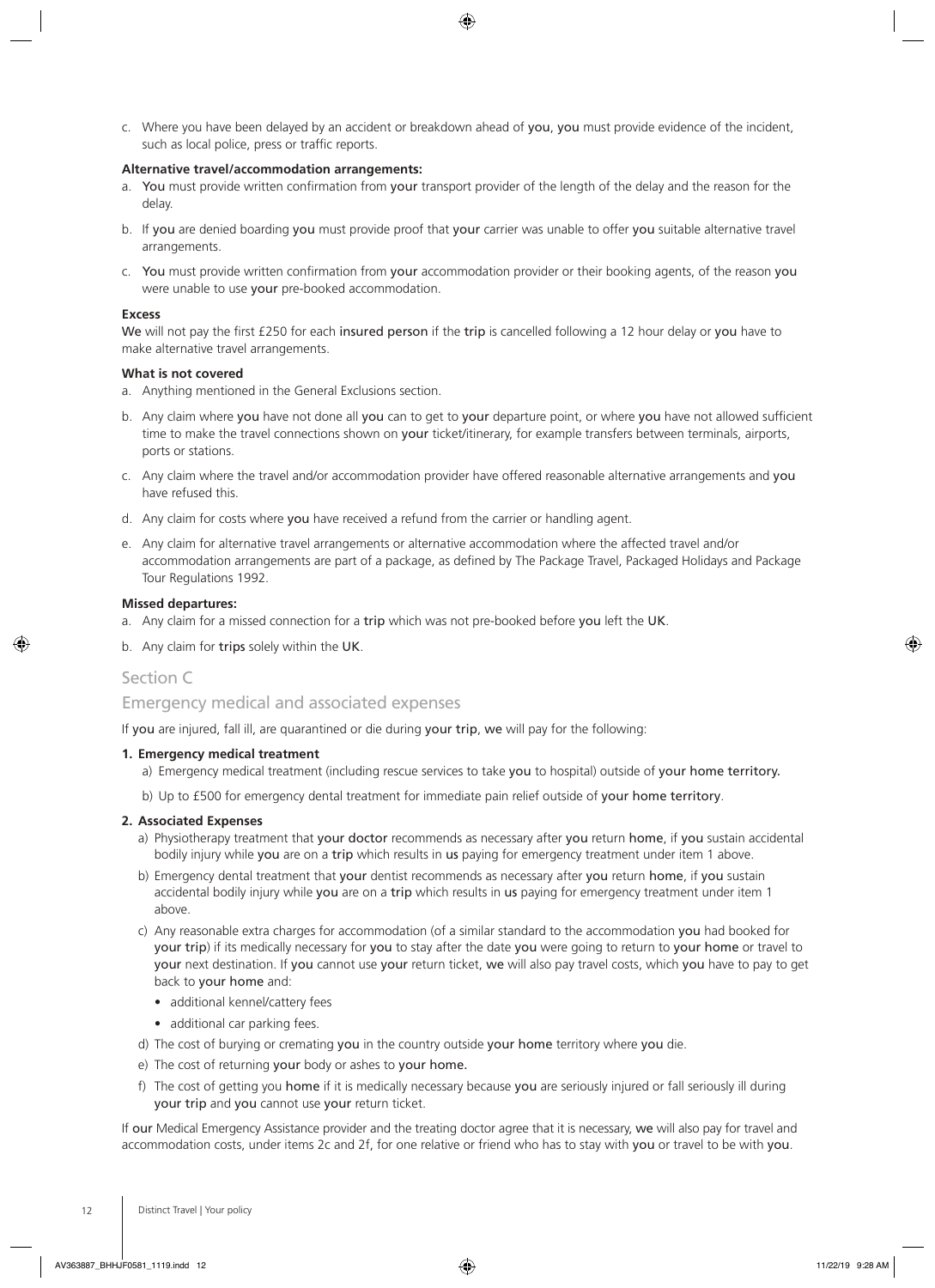c. Where you have been delayed by an accident or breakdown ahead of you, you must provide evidence of the incident, such as local police, press or traffic reports.

**Alternative travel/accommodation arrangements:**

a. You must provide written confirmation from your transport provider of the length of the delay and the reason for the delay.

b. If you are denied boarding you must provide proof that your carrier was unable to offer you suitable alternative travel arrangements.

c. You must provide written confirmation from your accommodation provider or their booking agents, of the reason you were unable to use your pre-booked accommodation.

**Excess**

We will not pay the first £250 for each insured person if the trip is cancelled following a 12 hour delay or you have to make alternative travel arrangements.

**What is not covered**

a. Anything mentioned in the General Exclusions section.

b. Any claim where you have not done all you can to get to your departure point, or where you have not allowed sufficient time to make the travel connections shown on your ticket/itinerary, for example transfers between terminals, airports, ports or stations.

c. Any claim where the travel and/or accommodation provider have offered reasonable alternative arrangements and you have refused this.

d. Any claim for costs where you have received a refund from the carrier or handling agent.

e. Any claim for alternative travel arrangements or alternative accommodation where the affected travel and/or accommodation arrangements are part of a package, as defined by The Package Travel, Packaged Holidays and Package Tour Regulations 1992.

**Missed departures:**

a. Any claim for a missed connection for a trip which was not pre-booked before you left the UK.

b. Any claim for trips solely within the UK.

## Section C

## Emergency medical and associated expenses

If you are injured, fall ill, are quarantined or die during your trip, we will pay for the following:

**1. Emergency medical treatment**

a) Emergency medical treatment (including rescue services to take you to hospital) outside of your home territory.

b) Up to £500 for emergency dental treatment for immediate pain relief outside of your home territory.

**2. Associated Expenses**

a) Physiotherapy treatment that your doctor recommends as necessary after you return home, if you sustain accidental bodily injury while you are on a trip which results in us paying for emergency treatment under item 1 above.

b) Emergency dental treatment that your dentist recommends as necessary after you return home, if you sustain accidental bodily injury while you are on a trip which results in us paying for emergency treatment under item 1 above.

c) Any reasonable extra charges for accommodation (of a similar standard to the accommodation you had booked for your trip) if its medically necessary for you to stay after the date you were going to return to your home or travel to your next destination. If you cannot use your return ticket, we will also pay travel costs, which you have to pay to get back to your home and:

- additional kennel/cattery fees
- additional car parking fees.

d) The cost of burying or cremating you in the country outside your home territory where you die.

e) The cost of returning your body or ashes to your home.

f) The cost of getting you home if it is medically necessary because you are seriously injured or fall seriously ill during your trip and you cannot use your return ticket.

If our Medical Emergency Assistance provider and the treating doctor agree that it is necessary, we will also pay for travel and accommodation costs, under items 2c and 2f, for one relative or friend who has to stay with you or travel to be with you.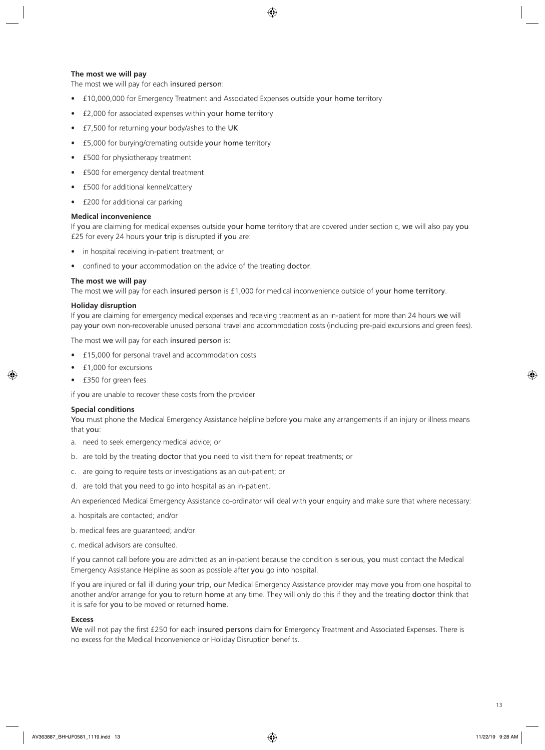**The most we will pay**

The most we will pay for each insured person:

- £10,000,000 for Emergency Treatment and Associated Expenses outside your home territory
- £2,000 for associated expenses within your home territory
- £7,500 for returning your body/ashes to the UK
- £5,000 for burying/cremating outside your home territory
- £500 for physiotherapy treatment
- £500 for emergency dental treatment
- £500 for additional kennel/cattery
- £200 for additional car parking

**Medical inconvenience**

If you are claiming for medical expenses outside your home territory that are covered under section c, we will also pay you £25 for every 24 hours your trip is disrupted if you are:

- in hospital receiving in-patient treatment; or
- confined to your accommodation on the advice of the treating doctor.

**The most we will pay**

The most we will pay for each insured person is £1,000 for medical inconvenience outside of your home territory.

**Holiday disruption**

If you are claiming for emergency medical expenses and receiving treatment as an in-patient for more than 24 hours we will pay your own non-recoverable unused personal travel and accommodation costs (including pre-paid excursions and green fees).

The most we will pay for each insured person is:

- £15,000 for personal travel and accommodation costs
- £1,000 for excursions
- £350 for green fees

if you are unable to recover these costs from the provider

**Special conditions**

You must phone the Medical Emergency Assistance helpline before you make any arrangements if an injury or illness means that you:

a. need to seek emergency medical advice; or

b. are told by the treating doctor that you need to visit them for repeat treatments; or

c. are going to require tests or investigations as an out-patient; or

d. are told that you need to go into hospital as an in-patient.

An experienced Medical Emergency Assistance co-ordinator will deal with your enquiry and make sure that where necessary:

a. hospitals are contacted; and/or

b. medical fees are guaranteed; and/or

c. medical advisors are consulted.

If you cannot call before you are admitted as an in-patient because the condition is serious, you must contact the Medical Emergency Assistance Helpline as soon as possible after you go into hospital.

If you are injured or fall ill during your trip, our Medical Emergency Assistance provider may move you from one hospital to another and/or arrange for you to return home at any time. They will only do this if they and the treating doctor think that it is safe for you to be moved or returned home.

**Excess**

We will not pay the first £250 for each insured persons claim for Emergency Treatment and Associated Expenses. There is no excess for the Medical Inconvenience or Holiday Disruption benefits.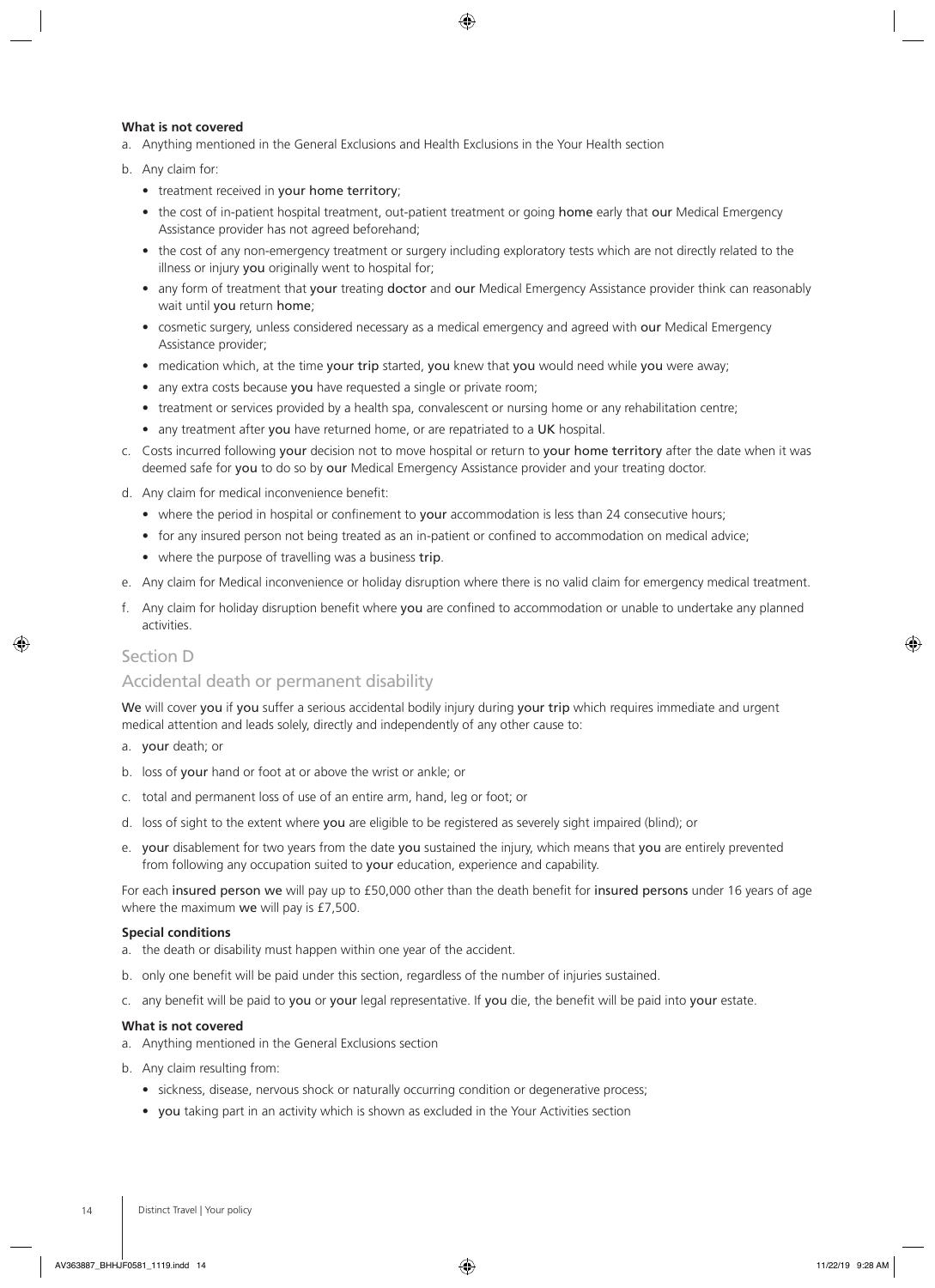**What is not covered**

a. Anything mentioned in the General Exclusions and Health Exclusions in the Your Health section

b. Any claim for:
   - treatment received in your home territory;
   - the cost of in-patient hospital treatment, out-patient treatment or going home early that our Medical Emergency Assistance provider has not agreed beforehand;
   - the cost of any non-emergency treatment or surgery including exploratory tests which are not directly related to the illness or injury you originally went to hospital for;
   - any form of treatment that your treating doctor and our Medical Emergency Assistance provider think can reasonably wait until you return home;
   - cosmetic surgery, unless considered necessary as a medical emergency and agreed with our Medical Emergency Assistance provider;
   - medication which, at the time your trip started, you knew that you would need while you were away;
   - any extra costs because you have requested a single or private room;
   - treatment or services provided by a health spa, convalescent or nursing home or any rehabilitation centre;
   - any treatment after you have returned home, or are repatriated to a UK hospital.

c. Costs incurred following your decision not to move hospital or return to your home territory after the date when it was deemed safe for you to do so by our Medical Emergency Assistance provider and your treating doctor.

d. Any claim for medical inconvenience benefit:
   - where the period in hospital or confinement to your accommodation is less than 24 consecutive hours;
   - for any insured person not being treated as an in-patient or confined to accommodation on medical advice;
   - where the purpose of travelling was a business trip.

e. Any claim for Medical inconvenience or holiday disruption where there is no valid claim for emergency medical treatment.

f. Any claim for holiday disruption benefit where you are confined to accommodation or unable to undertake any planned activities.

## Section D

## Accidental death or permanent disability

We will cover you if you suffer a serious accidental bodily injury during your trip which requires immediate and urgent medical attention and leads solely, directly and independently of any other cause to:

a. your death; or

b. loss of your hand or foot at or above the wrist or ankle; or

c. total and permanent loss of use of an entire arm, hand, leg or foot; or

d. loss of sight to the extent where you are eligible to be registered as severely sight impaired (blind); or

e. your disablement for two years from the date you sustained the injury, which means that you are entirely prevented from following any occupation suited to your education, experience and capability.

For each insured person we will pay up to £50,000 other than the death benefit for insured persons under 16 years of age where the maximum we will pay is £7,500.

**Special conditions**

a. the death or disability must happen within one year of the accident.

b. only one benefit will be paid under this section, regardless of the number of injuries sustained.

c. any benefit will be paid to you or your legal representative. If you die, the benefit will be paid into your estate.

**What is not covered**

a. Anything mentioned in the General Exclusions section

b. Any claim resulting from:
   - sickness, disease, nervous shock or naturally occurring condition or degenerative process;
   - you taking part in an activity which is shown as excluded in the Your Activities section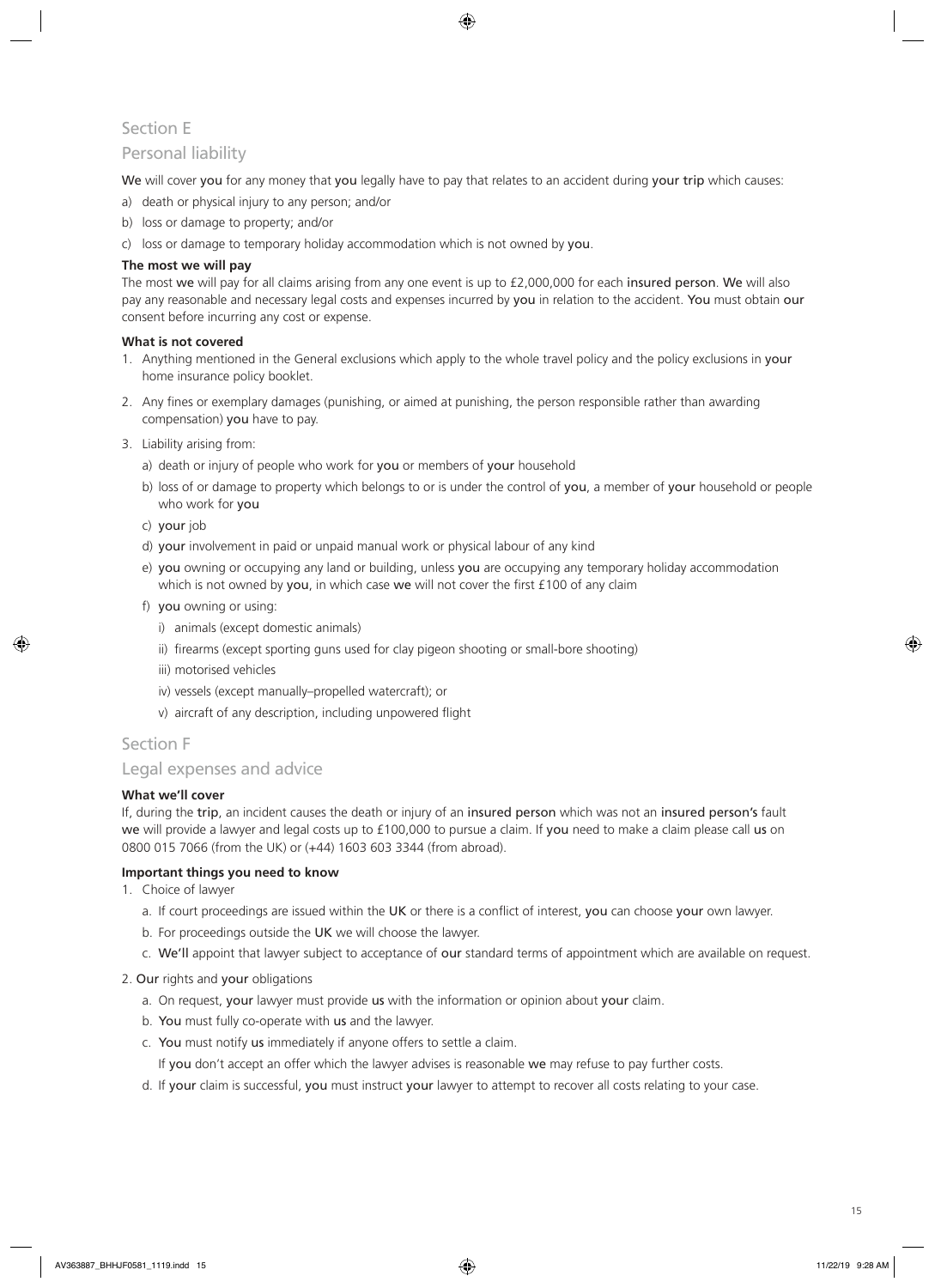## Section E

## Personal liability

We will cover you for any money that you legally have to pay that relates to an accident during your trip which causes:

a) death or physical injury to any person; and/or
b) loss or damage to property; and/or
c) loss or damage to temporary holiday accommodation which is not owned by you.

**The most we will pay**

The most we will pay for all claims arising from any one event is up to £2,000,000 for each insured person. We will also pay any reasonable and necessary legal costs and expenses incurred by you in relation to the accident. You must obtain our consent before incurring any cost or expense.

**What is not covered**

1. Anything mentioned in the General exclusions which apply to the whole travel policy and the policy exclusions in your home insurance policy booklet.
2. Any fines or exemplary damages (punishing, or aimed at punishing, the person responsible rather than awarding compensation) you have to pay.
3. Liability arising from:
   a) death or injury of people who work for you or members of your household
   b) loss of or damage to property which belongs to or is under the control of you, a member of your household or people who work for you
   c) your job
   d) your involvement in paid or unpaid manual work or physical labour of any kind
   e) you owning or occupying any land or building, unless you are occupying any temporary holiday accommodation which is not owned by you, in which case we will not cover the first £100 of any claim
   f) you owning or using:
      i) animals (except domestic animals)
      ii) firearms (except sporting guns used for clay pigeon shooting or small-bore shooting)
      iii) motorised vehicles
      iv) vessels (except manually–propelled watercraft); or
      v) aircraft of any description, including unpowered flight

## Section F

## Legal expenses and advice

**What we'll cover**

If, during the trip, an incident causes the death or injury of an insured person which was not an insured person's fault we will provide a lawyer and legal costs up to £100,000 to pursue a claim. If you need to make a claim please call us on 0800 015 7066 (from the UK) or (+44) 1603 603 3344 (from abroad).

**Important things you need to know**

1. Choice of lawyer
   a. If court proceedings are issued within the UK or there is a conflict of interest, you can choose your own lawyer.
   b. For proceedings outside the UK we will choose the lawyer.
   c. We'll appoint that lawyer subject to acceptance of our standard terms of appointment which are available on request.
2. Our rights and your obligations
   a. On request, your lawyer must provide us with the information or opinion about your claim.
   b. You must fully co-operate with us and the lawyer.
   c. You must notify us immediately if anyone offers to settle a claim.
      If you don't accept an offer which the lawyer advises is reasonable we may refuse to pay further costs.
   d. If your claim is successful, you must instruct your lawyer to attempt to recover all costs relating to your case.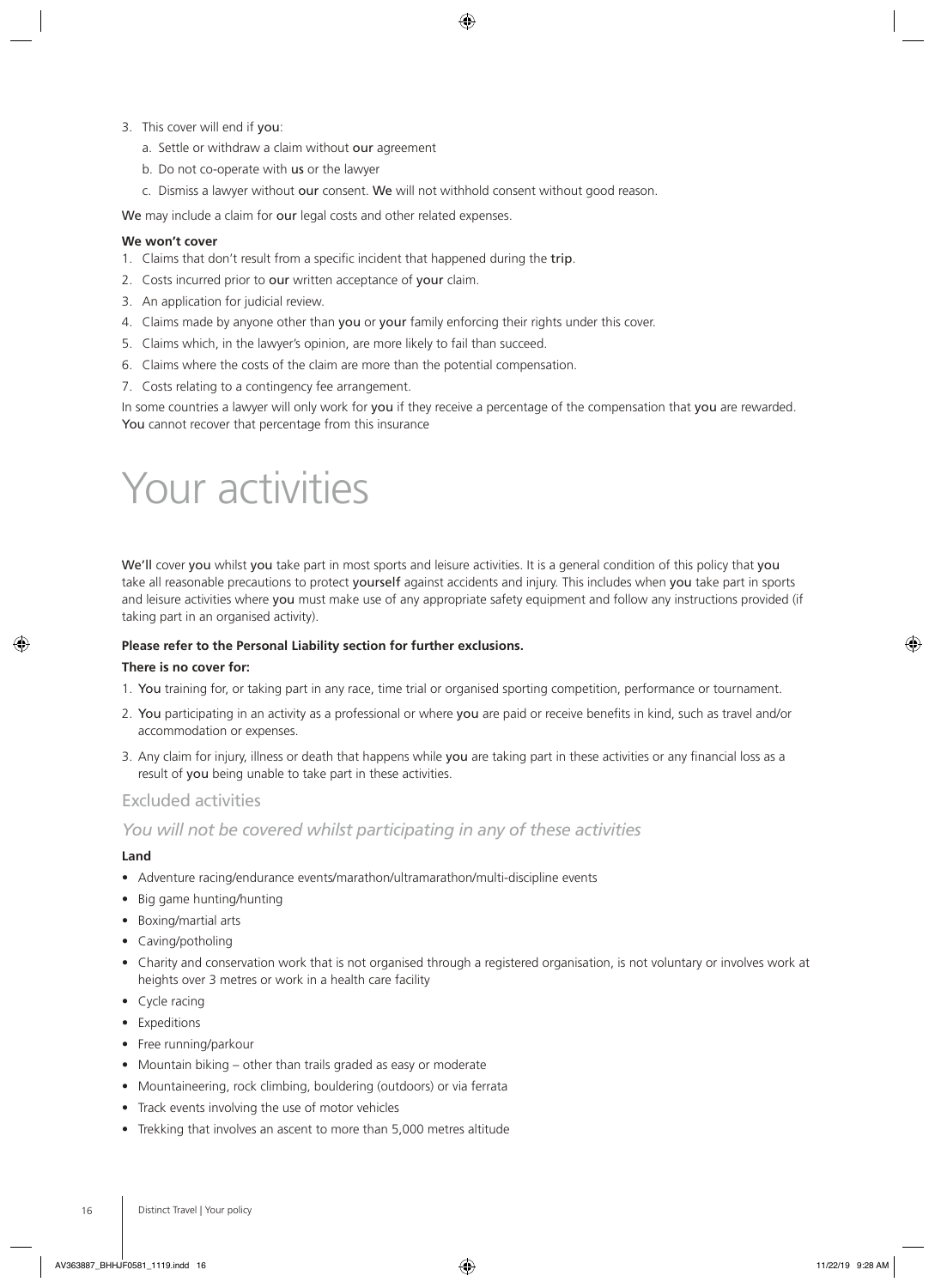3. This cover will end if you:
   a. Settle or withdraw a claim without our agreement
   b. Do not co-operate with us or the lawyer
   c. Dismiss a lawyer without our consent. We will not withhold consent without good reason.

We may include a claim for our legal costs and other related expenses.

**We won't cover**

1. Claims that don't result from a specific incident that happened during the trip.
2. Costs incurred prior to our written acceptance of your claim.
3. An application for judicial review.
4. Claims made by anyone other than you or your family enforcing their rights under this cover.
5. Claims which, in the lawyer's opinion, are more likely to fail than succeed.
6. Claims where the costs of the claim are more than the potential compensation.
7. Costs relating to a contingency fee arrangement.

In some countries a lawyer will only work for you if they receive a percentage of the compensation that you are rewarded. You cannot recover that percentage from this insurance

# Your activities

We'll cover you whilst you take part in most sports and leisure activities. It is a general condition of this policy that you take all reasonable precautions to protect yourself against accidents and injury. This includes when you take part in sports and leisure activities where you must make use of any appropriate safety equipment and follow any instructions provided (if taking part in an organised activity).

**Please refer to the Personal Liability section for further exclusions.**

**There is no cover for:**

1. You training for, or taking part in any race, time trial or organised sporting competition, performance or tournament.
2. You participating in an activity as a professional or where you are paid or receive benefits in kind, such as travel and/or accommodation or expenses.
3. Any claim for injury, illness or death that happens while you are taking part in these activities or any financial loss as a result of you being unable to take part in these activities.

## Excluded activities

### *You will not be covered whilst participating in any of these activities*

**Land**

- Adventure racing/endurance events/marathon/ultramarathon/multi-discipline events
- Big game hunting/hunting
- Boxing/martial arts
- Caving/potholing
- Charity and conservation work that is not organised through a registered organisation, is not voluntary or involves work at heights over 3 metres or work in a health care facility
- Cycle racing
- Expeditions
- Free running/parkour
- Mountain biking – other than trails graded as easy or moderate
- Mountaineering, rock climbing, bouldering (outdoors) or via ferrata
- Track events involving the use of motor vehicles
- Trekking that involves an ascent to more than 5,000 metres altitude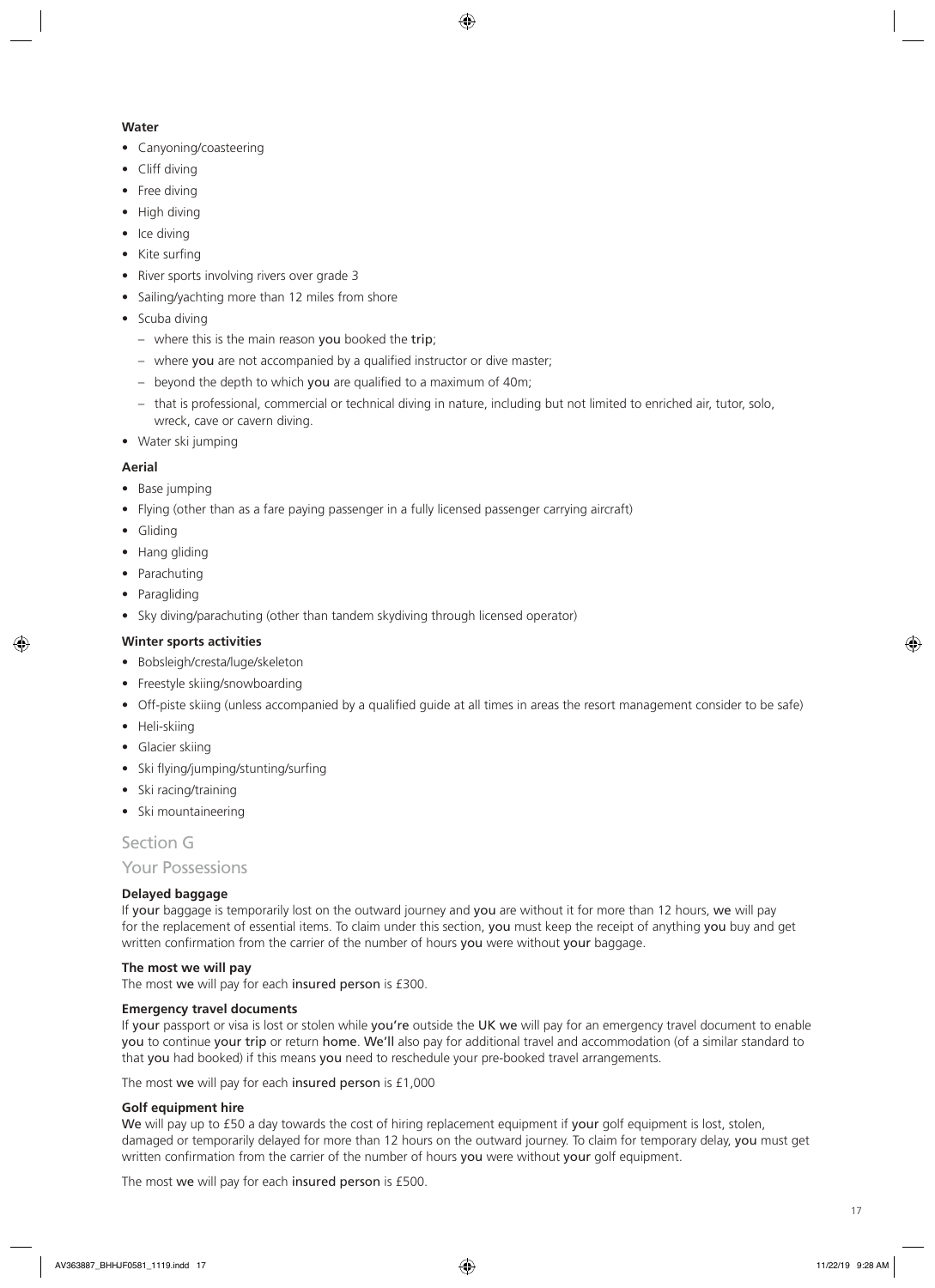**Water**

- Canyoning/coasteering
- Cliff diving
- Free diving
- High diving
- Ice diving
- Kite surfing
- River sports involving rivers over grade 3
- Sailing/yachting more than 12 miles from shore
- Scuba diving
  - where this is the main reason you booked the trip;
  - where you are not accompanied by a qualified instructor or dive master;
  - beyond the depth to which you are qualified to a maximum of 40m;
  - that is professional, commercial or technical diving in nature, including but not limited to enriched air, tutor, solo, wreck, cave or cavern diving.
- Water ski jumping

**Aerial**

- Base jumping
- Flying (other than as a fare paying passenger in a fully licensed passenger carrying aircraft)
- Gliding
- Hang gliding
- Parachuting
- Paragliding
- Sky diving/parachuting (other than tandem skydiving through licensed operator)

**Winter sports activities**

- Bobsleigh/cresta/luge/skeleton
- Freestyle skiing/snowboarding
- Off-piste skiing (unless accompanied by a qualified guide at all times in areas the resort management consider to be safe)
- Heli-skiing
- Glacier skiing
- Ski flying/jumping/stunting/surfing
- Ski racing/training
- Ski mountaineering

## Section G

## Your Possessions

**Delayed baggage**

If your baggage is temporarily lost on the outward journey and you are without it for more than 12 hours, we will pay for the replacement of essential items. To claim under this section, you must keep the receipt of anything you buy and get written confirmation from the carrier of the number of hours you were without your baggage.

**The most we will pay**

The most we will pay for each insured person is £300.

**Emergency travel documents**

If your passport or visa is lost or stolen while you're outside the UK we will pay for an emergency travel document to enable you to continue your trip or return home. We'll also pay for additional travel and accommodation (of a similar standard to that you had booked) if this means you need to reschedule your pre-booked travel arrangements.

The most we will pay for each insured person is £1,000

**Golf equipment hire**

We will pay up to £50 a day towards the cost of hiring replacement equipment if your golf equipment is lost, stolen, damaged or temporarily delayed for more than 12 hours on the outward journey. To claim for temporary delay, you must get written confirmation from the carrier of the number of hours you were without your golf equipment.

The most we will pay for each insured person is £500.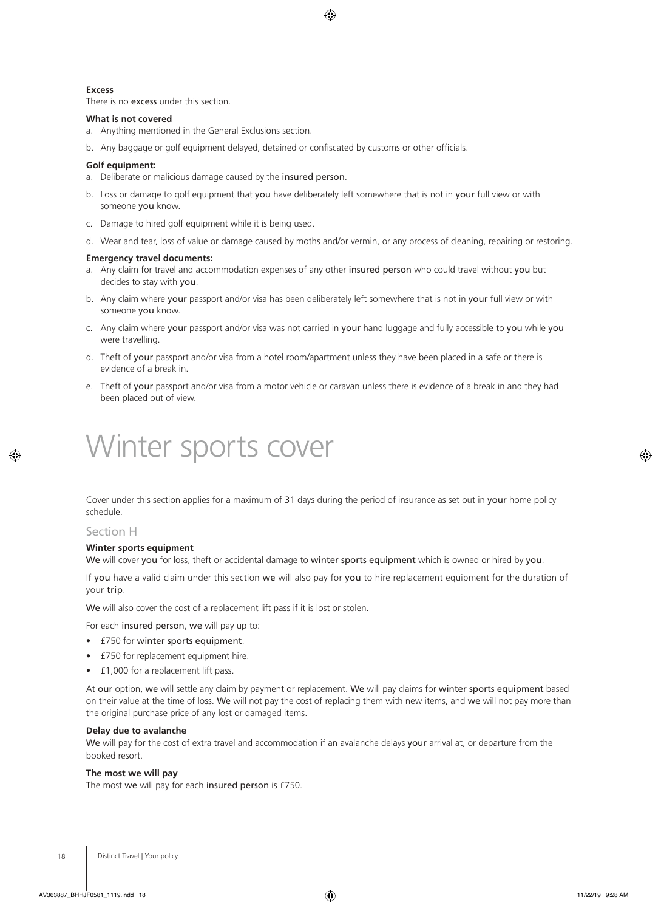**Excess**

There is no **excess** under this section.

**What is not covered**

a. Anything mentioned in the General Exclusions section.

b. Any baggage or golf equipment delayed, detained or confiscated by customs or other officials.

**Golf equipment:**

a. Deliberate or malicious damage caused by the **insured person**.

b. Loss or damage to golf equipment that **you** have deliberately left somewhere that is not in **your** full view or with someone **you** know.

c. Damage to hired golf equipment while it is being used.

d. Wear and tear, loss of value or damage caused by moths and/or vermin, or any process of cleaning, repairing or restoring.

**Emergency travel documents:**

a. Any claim for travel and accommodation expenses of any other **insured person** who could travel without **you** but decides to stay with **you**.

b. Any claim where **your** passport and/or visa has been deliberately left somewhere that is not in **your** full view or with someone **you** know.

c. Any claim where **your** passport and/or visa was not carried in **your** hand luggage and fully accessible to **you** while **you** were travelling.

d. Theft of **your** passport and/or visa from a hotel room/apartment unless they have been placed in a safe or there is evidence of a break in.

e. Theft of **your** passport and/or visa from a motor vehicle or caravan unless there is evidence of a break in and they had been placed out of view.

# Winter sports cover

Cover under this section applies for a maximum of 31 days during the period of insurance as set out in **your** home policy schedule.

## Section H

**Winter sports equipment**

**We** will cover **you** for loss, theft or accidental damage to **winter sports equipment** which is owned or hired by **you**.

If **you** have a valid claim under this section **we** will also pay for **you** to hire replacement equipment for the duration of your **trip**.

**We** will also cover the cost of a replacement lift pass if it is lost or stolen.

For each **insured person**, **we** will pay up to:

- £750 for **winter sports equipment**.
- £750 for replacement equipment hire.
- £1,000 for a replacement lift pass.

At **our** option, **we** will settle any claim by payment or replacement. **We** will pay claims for **winter sports equipment** based on their value at the time of loss. **We** will not pay the cost of replacing them with new items, and **we** will not pay more than the original purchase price of any lost or damaged items.

**Delay due to avalanche**

**We** will pay for the cost of extra travel and accommodation if an avalanche delays **your** arrival at, or departure from the booked resort.

**The most we will pay**

The most **we** will pay for each **insured person** is £750.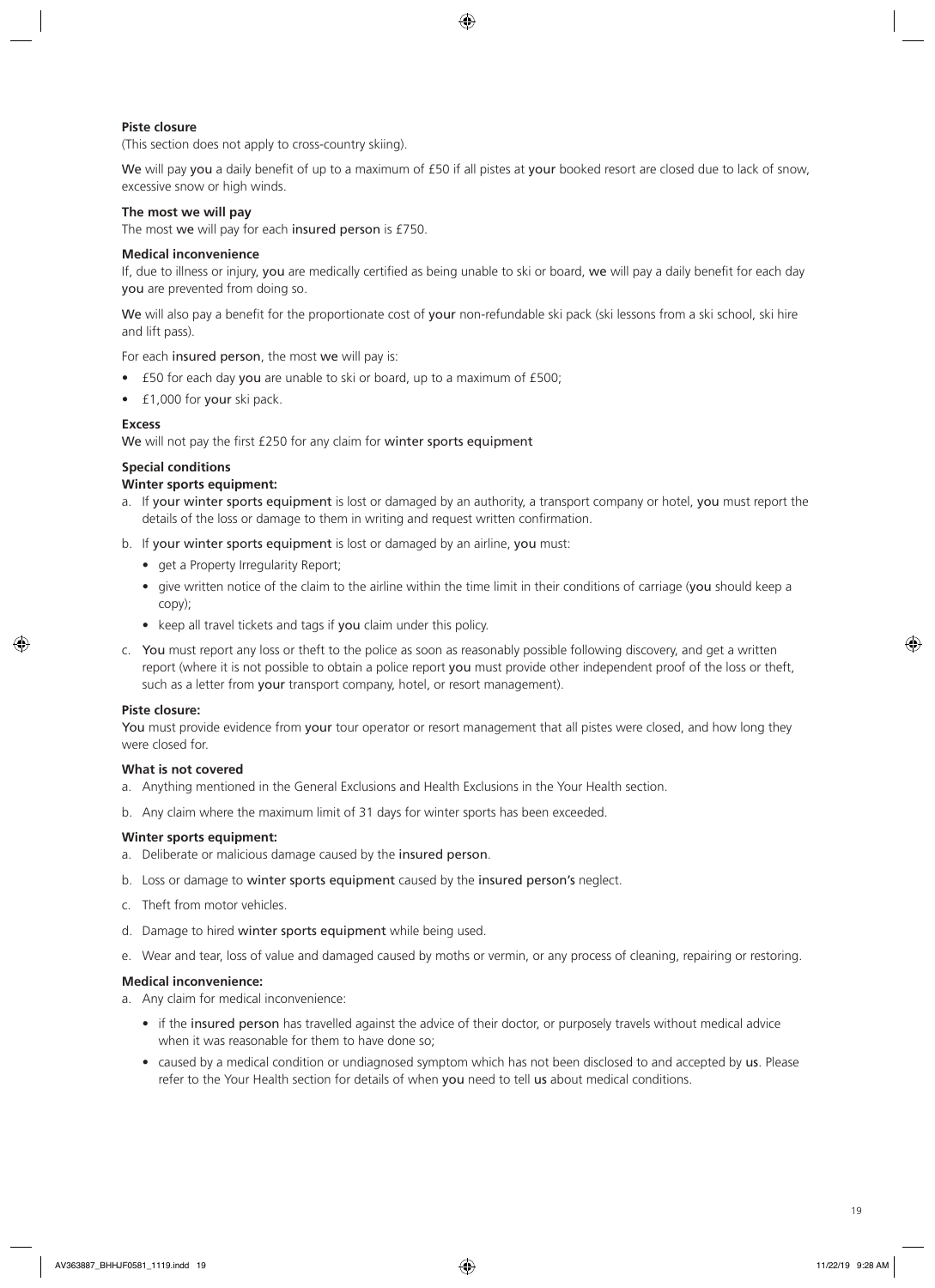**Piste closure**

(This section does not apply to cross-country skiing).

We will pay you a daily benefit of up to a maximum of £50 if all pistes at your booked resort are closed due to lack of snow, excessive snow or high winds.

**The most we will pay**

The most we will pay for each insured person is £750.

**Medical inconvenience**

If, due to illness or injury, you are medically certified as being unable to ski or board, we will pay a daily benefit for each day you are prevented from doing so.

We will also pay a benefit for the proportionate cost of your non-refundable ski pack (ski lessons from a ski school, ski hire and lift pass).

For each insured person, the most we will pay is:

- £50 for each day you are unable to ski or board, up to a maximum of £500;
- £1,000 for your ski pack.

**Excess**

We will not pay the first £250 for any claim for winter sports equipment

**Special conditions**

**Winter sports equipment:**

a. If your winter sports equipment is lost or damaged by an authority, a transport company or hotel, you must report the details of the loss or damage to them in writing and request written confirmation.

b. If your winter sports equipment is lost or damaged by an airline, you must:
   - get a Property Irregularity Report;
   - give written notice of the claim to the airline within the time limit in their conditions of carriage (you should keep a copy);
   - keep all travel tickets and tags if you claim under this policy.

c. You must report any loss or theft to the police as soon as reasonably possible following discovery, and get a written report (where it is not possible to obtain a police report you must provide other independent proof of the loss or theft, such as a letter from your transport company, hotel, or resort management).

**Piste closure:**

You must provide evidence from your tour operator or resort management that all pistes were closed, and how long they were closed for.

**What is not covered**

a. Anything mentioned in the General Exclusions and Health Exclusions in the Your Health section.

b. Any claim where the maximum limit of 31 days for winter sports has been exceeded.

**Winter sports equipment:**

a. Deliberate or malicious damage caused by the insured person.

b. Loss or damage to winter sports equipment caused by the insured person's neglect.

c. Theft from motor vehicles.

d. Damage to hired winter sports equipment while being used.

e. Wear and tear, loss of value and damaged caused by moths or vermin, or any process of cleaning, repairing or restoring.

**Medical inconvenience:**

a. Any claim for medical inconvenience:
   - if the insured person has travelled against the advice of their doctor, or purposely travels without medical advice when it was reasonable for them to have done so;
   - caused by a medical condition or undiagnosed symptom which has not been disclosed to and accepted by us. Please refer to the Your Health section for details of when you need to tell us about medical conditions.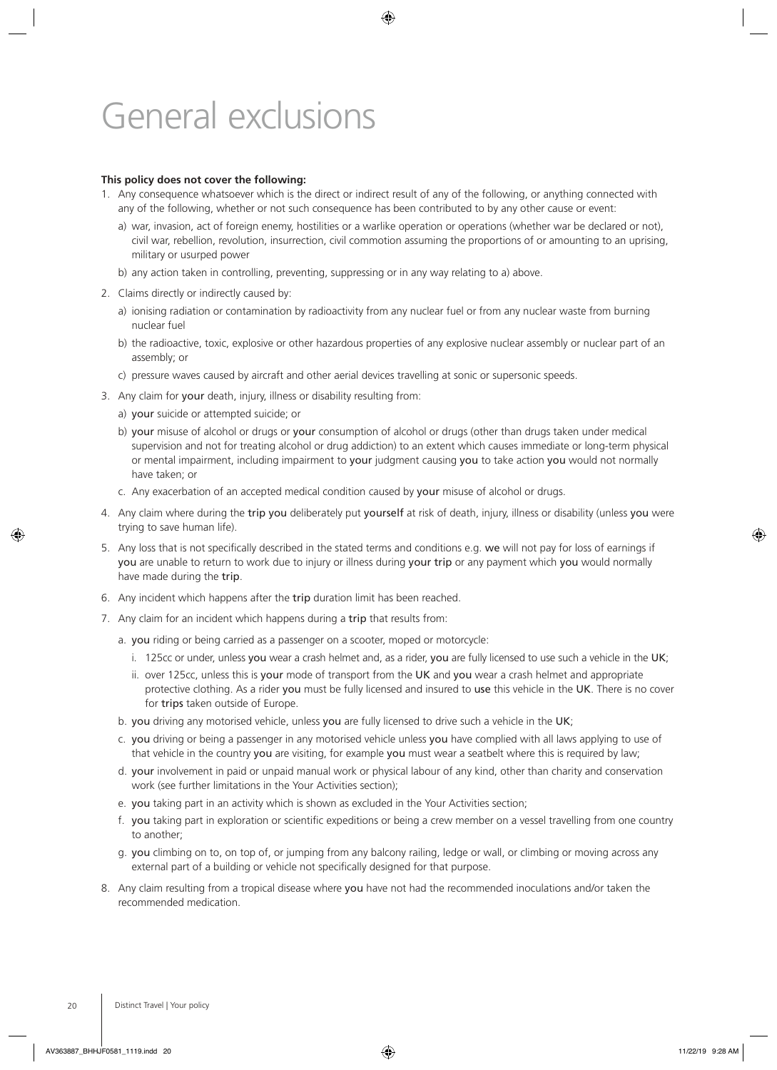# General exclusions

**This policy does not cover the following:**

1. Any consequence whatsoever which is the direct or indirect result of any of the following, or anything connected with any of the following, whether or not such consequence has been contributed to by any other cause or event:
   a) war, invasion, act of foreign enemy, hostilities or a warlike operation or operations (whether war be declared or not), civil war, rebellion, revolution, insurrection, civil commotion assuming the proportions of or amounting to an uprising, military or usurped power
   b) any action taken in controlling, preventing, suppressing or in any way relating to a) above.
2. Claims directly or indirectly caused by:
   a) ionising radiation or contamination by radioactivity from any nuclear fuel or from any nuclear waste from burning nuclear fuel
   b) the radioactive, toxic, explosive or other hazardous properties of any explosive nuclear assembly or nuclear part of an assembly; or
   c) pressure waves caused by aircraft and other aerial devices travelling at sonic or supersonic speeds.
3. Any claim for **your** death, injury, illness or disability resulting from:
   a) **your** suicide or attempted suicide; or
   b) **your** misuse of alcohol or drugs or **your** consumption of alcohol or drugs (other than drugs taken under medical supervision and not for treating alcohol or drug addiction) to an extent which causes immediate or long-term physical or mental impairment, including impairment to **your** judgment causing **you** to take action **you** would not normally have taken; or
   c. Any exacerbation of an accepted medical condition caused by **your** misuse of alcohol or drugs.
4. Any claim where during the **trip you** deliberately put **yourself** at risk of death, injury, illness or disability (unless **you** were trying to save human life).
5. Any loss that is not specifically described in the stated terms and conditions e.g. **we** will not pay for loss of earnings if **you** are unable to return to work due to injury or illness during **your trip** or any payment which **you** would normally have made during the **trip**.
6. Any incident which happens after the **trip** duration limit has been reached.
7. Any claim for an incident which happens during a **trip** that results from:
   a. **you** riding or being carried as a passenger on a scooter, moped or motorcycle:
      i. 125cc or under, unless **you** wear a crash helmet and, as a rider, **you** are fully licensed to use such a vehicle in the **UK**;
      ii. over 125cc, unless this is **your** mode of transport from the **UK** and **you** wear a crash helmet and appropriate protective clothing. As a rider **you** must be fully licensed and insured to **use** this vehicle in the **UK**. There is no cover for **trips** taken outside of Europe.
   b. **you** driving any motorised vehicle, unless **you** are fully licensed to drive such a vehicle in the **UK**;
   c. **you** driving or being a passenger in any motorised vehicle unless **you** have complied with all laws applying to use of that vehicle in the country **you** are visiting, for example **you** must wear a seatbelt where this is required by law;
   d. **your** involvement in paid or unpaid manual work or physical labour of any kind, other than charity and conservation work (see further limitations in the Your Activities section);
   e. **you** taking part in an activity which is shown as excluded in the Your Activities section;
   f. **you** taking part in exploration or scientific expeditions or being a crew member on a vessel travelling from one country to another;
   g. **you** climbing on to, on top of, or jumping from any balcony railing, ledge or wall, or climbing or moving across any external part of a building or vehicle not specifically designed for that purpose.
8. Any claim resulting from a tropical disease where **you** have not had the recommended inoculations and/or taken the recommended medication.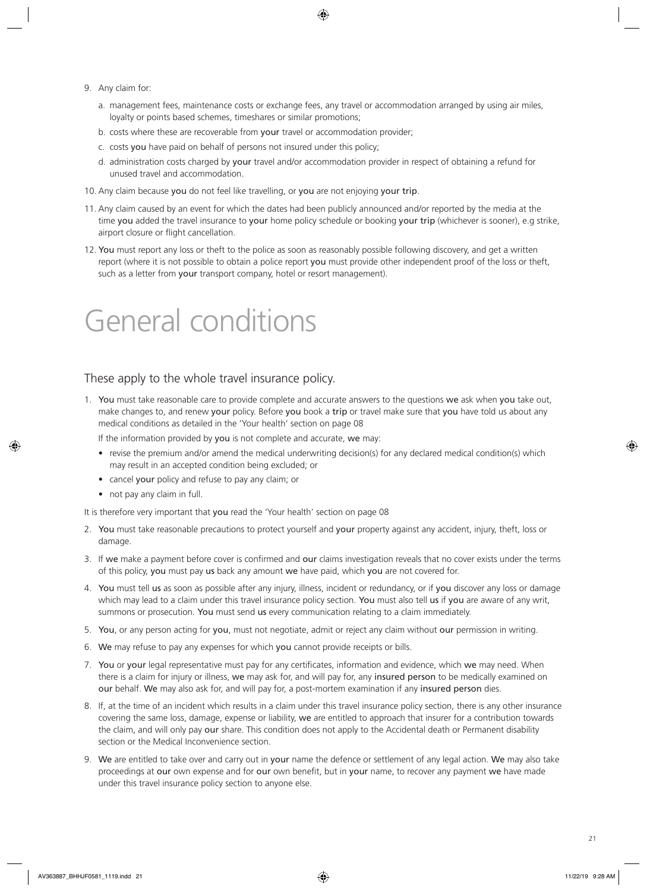9. Any claim for:

   a. management fees, maintenance costs or exchange fees, any travel or accommodation arranged by using air miles, loyalty or points based schemes, timeshares or similar promotions;

   b. costs where these are recoverable from **your** travel or accommodation provider;

   c. costs **you** have paid on behalf of persons not insured under this policy;

   d. administration costs charged by **your** travel and/or accommodation provider in respect of obtaining a refund for unused travel and accommodation.

10. Any claim because **you** do not feel like travelling, or **you** are not enjoying **your trip**.

11. Any claim caused by an event for which the dates had been publicly announced and/or reported by the media at the time **you** added the travel insurance to **your** home policy schedule or booking **your trip** (whichever is sooner), e.g strike, airport closure or flight cancellation.

12. **You** must report any loss or theft to the police as soon as reasonably possible following discovery, and get a written report (where it is not possible to obtain a police report **you** must provide other independent proof of the loss or theft, such as a letter from **your** transport company, hotel or resort management).

# General conditions

## These apply to the whole travel insurance policy.

1. **You** must take reasonable care to provide complete and accurate answers to the questions **we** ask when **you** take out, make changes to, and renew **your** policy. Before **you** book a **trip** or travel make sure that **you** have told us about any medical conditions as detailed in the 'Your health' section on page 08

   If the information provided by **you** is not complete and accurate, **we** may:

   - revise the premium and/or amend the medical underwriting decision(s) for any declared medical condition(s) which may result in an accepted condition being excluded; or
   - cancel **your** policy and refuse to pay any claim; or
   - not pay any claim in full.

It is therefore very important that **you** read the 'Your health' section on page 08

2. **You** must take reasonable precautions to protect yourself and **your** property against any accident, injury, theft, loss or damage.

3. If **we** make a payment before cover is confirmed and **our** claims investigation reveals that no cover exists under the terms of this policy, **you** must pay **us** back any amount **we** have paid, which **you** are not covered for.

4. **You** must tell **us** as soon as possible after any injury, illness, incident or redundancy, or if **you** discover any loss or damage which may lead to a claim under this travel insurance policy section. **You** must also tell **us** if **you** are aware of any writ, summons or prosecution. **You** must send **us** every communication relating to a claim immediately.

5. **You**, or any person acting for **you**, must not negotiate, admit or reject any claim without **our** permission in writing.

6. **We** may refuse to pay any expenses for which **you** cannot provide receipts or bills.

7. **You** or **your** legal representative must pay for any certificates, information and evidence, which **we** may need. When there is a claim for injury or illness, **we** may ask for, and will pay for, any **insured person** to be medically examined on **our** behalf. **We** may also ask for, and will pay for, a post-mortem examination if any **insured person** dies.

8. If, at the time of an incident which results in a claim under this travel insurance policy section, there is any other insurance covering the same loss, damage, expense or liability, **we** are entitled to approach that insurer for a contribution towards the claim, and will only pay **our** share. This condition does not apply to the Accidental death or Permanent disability section or the Medical Inconvenience section.

9. **We** are entitled to take over and carry out in **your** name the defence or settlement of any legal action. **We** may also take proceedings at **our** own expense and for **our** own benefit, but in **your** name, to recover any payment **we** have made under this travel insurance policy section to anyone else.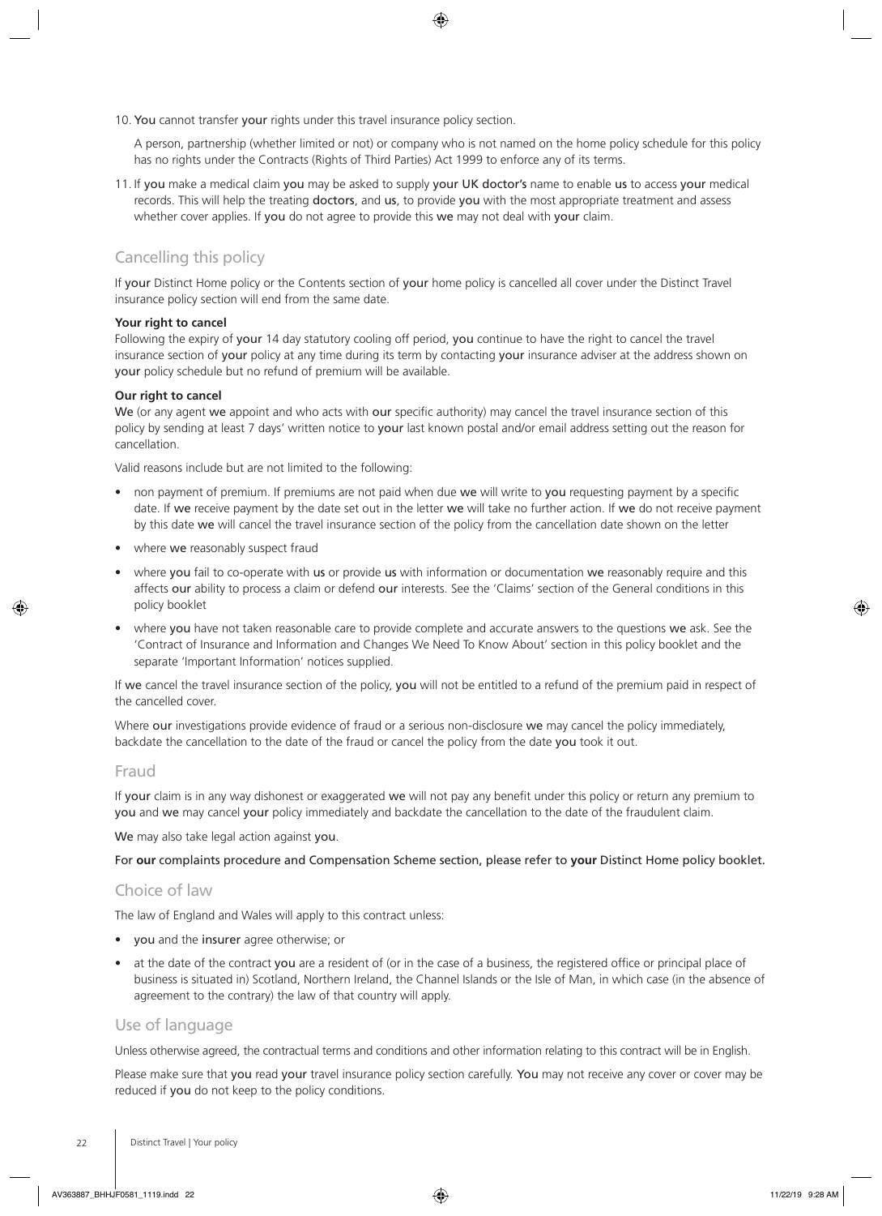10. You cannot transfer your rights under this travel insurance policy section.

    A person, partnership (whether limited or not) or company who is not named on the home policy schedule for this policy has no rights under the Contracts (Rights of Third Parties) Act 1999 to enforce any of its terms.

11. If you make a medical claim you may be asked to supply your UK doctor's name to enable us to access your medical records. This will help the treating doctors, and us, to provide you with the most appropriate treatment and assess whether cover applies. If you do not agree to provide this we may not deal with your claim.

## Cancelling this policy

If your Distinct Home policy or the Contents section of your home policy is cancelled all cover under the Distinct Travel insurance policy section will end from the same date.

**Your right to cancel**

Following the expiry of your 14 day statutory cooling off period, you continue to have the right to cancel the travel insurance section of your policy at any time during its term by contacting your insurance adviser at the address shown on your policy schedule but no refund of premium will be available.

**Our right to cancel**

We (or any agent we appoint and who acts with our specific authority) may cancel the travel insurance section of this policy by sending at least 7 days' written notice to your last known postal and/or email address setting out the reason for cancellation.

Valid reasons include but are not limited to the following:

- non payment of premium. If premiums are not paid when due we will write to you requesting payment by a specific date. If we receive payment by the date set out in the letter we will take no further action. If we do not receive payment by this date we will cancel the travel insurance section of the policy from the cancellation date shown on the letter
- where we reasonably suspect fraud
- where you fail to co-operate with us or provide us with information or documentation we reasonably require and this affects our ability to process a claim or defend our interests. See the 'Claims' section of the General conditions in this policy booklet
- where you have not taken reasonable care to provide complete and accurate answers to the questions we ask. See the 'Contract of Insurance and Information and Changes We Need To Know About' section in this policy booklet and the separate 'Important Information' notices supplied.

If we cancel the travel insurance section of the policy, you will not be entitled to a refund of the premium paid in respect of the cancelled cover.

Where our investigations provide evidence of fraud or a serious non-disclosure we may cancel the policy immediately, backdate the cancellation to the date of the fraud or cancel the policy from the date you took it out.

## Fraud

If your claim is in any way dishonest or exaggerated we will not pay any benefit under this policy or return any premium to you and we may cancel your policy immediately and backdate the cancellation to the date of the fraudulent claim.

We may also take legal action against you.

For **our** complaints procedure and Compensation Scheme section, please refer to **your** Distinct Home policy booklet.

## Choice of law

The law of England and Wales will apply to this contract unless:

- you and the insurer agree otherwise; or
- at the date of the contract you are a resident of (or in the case of a business, the registered office or principal place of business is situated in) Scotland, Northern Ireland, the Channel Islands or the Isle of Man, in which case (in the absence of agreement to the contrary) the law of that country will apply.

## Use of language

Unless otherwise agreed, the contractual terms and conditions and other information relating to this contract will be in English.

Please make sure that you read your travel insurance policy section carefully. You may not receive any cover or cover may be reduced if you do not keep to the policy conditions.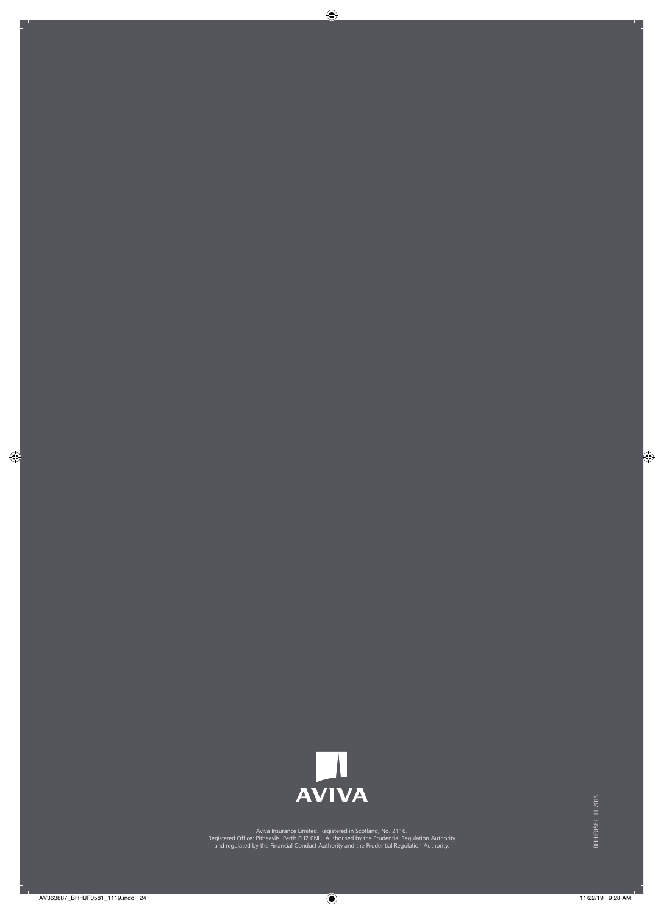AVIVA

Aviva Insurance Limited. Registered in Scotland, No. 2116.
Registered Office: Pitheavlis, Perth PH2 0NH. Authorised by the Prudential Regulation Authority
and regulated by the Financial Conduct Authority and the Prudential Regulation Authority.

BHHJF0581 11.2019